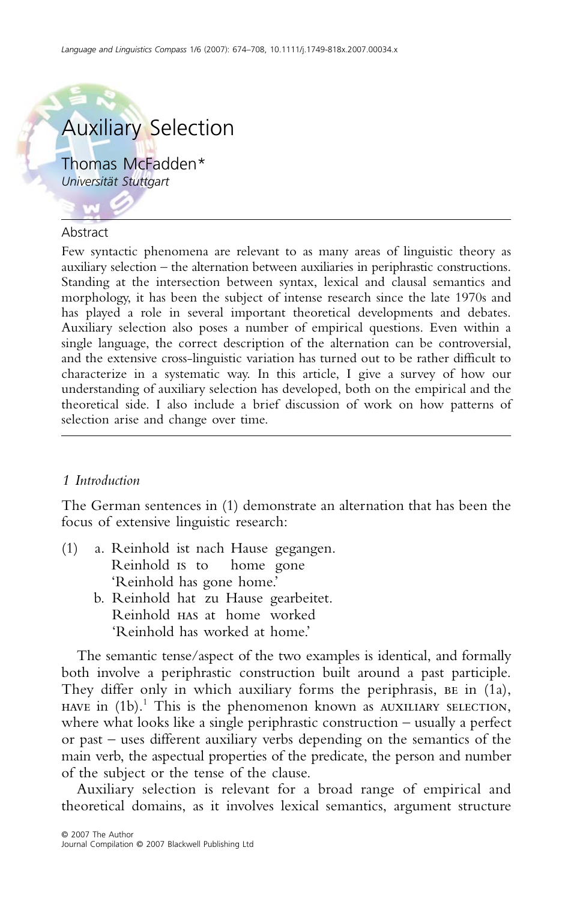# Auxiliary Selection

Thomas McFadden*
*Universität Stuttgart*

## Abstract

Few syntactic phenomena are relevant to as many areas of linguistic theory as auxiliary selection – the alternation between auxiliaries in periphrastic constructions. Standing at the intersection between syntax, lexical and clausal semantics and morphology, it has been the subject of intense research since the late 1970s and has played a role in several important theoretical developments and debates. Auxiliary selection also poses a number of empirical questions. Even within a single language, the correct description of the alternation can be controversial, and the extensive cross-linguistic variation has turned out to be rather difficult to characterize in a systematic way. In this article, I give a survey of how our understanding of auxiliary selection has developed, both on the empirical and the theoretical side. I also include a brief discussion of work on how patterns of selection arise and change over time.

## *1 Introduction*

The German sentences in (1) demonstrate an alternation that has been the focus of extensive linguistic research:

(1) a. Reinhold ist nach Hause gegangen.
    Reinhold IS to home gone
    'Reinhold has gone home.'
  b. Reinhold hat zu Hause gearbeitet.
    Reinhold HAS at home worked
    'Reinhold has worked at home.'

The semantic tense/aspect of the two examples is identical, and formally both involve a periphrastic construction built around a past participle. They differ only in which auxiliary forms the periphrasis, BE in (1a), HAVE in (1b).[1] This is the phenomenon known as AUXILIARY SELECTION, where what looks like a single periphrastic construction – usually a perfect or past – uses different auxiliary verbs depending on the semantics of the main verb, the aspectual properties of the predicate, the person and number of the subject or the tense of the clause.

Auxiliary selection is relevant for a broad range of empirical and theoretical domains, as it involves lexical semantics, argument structure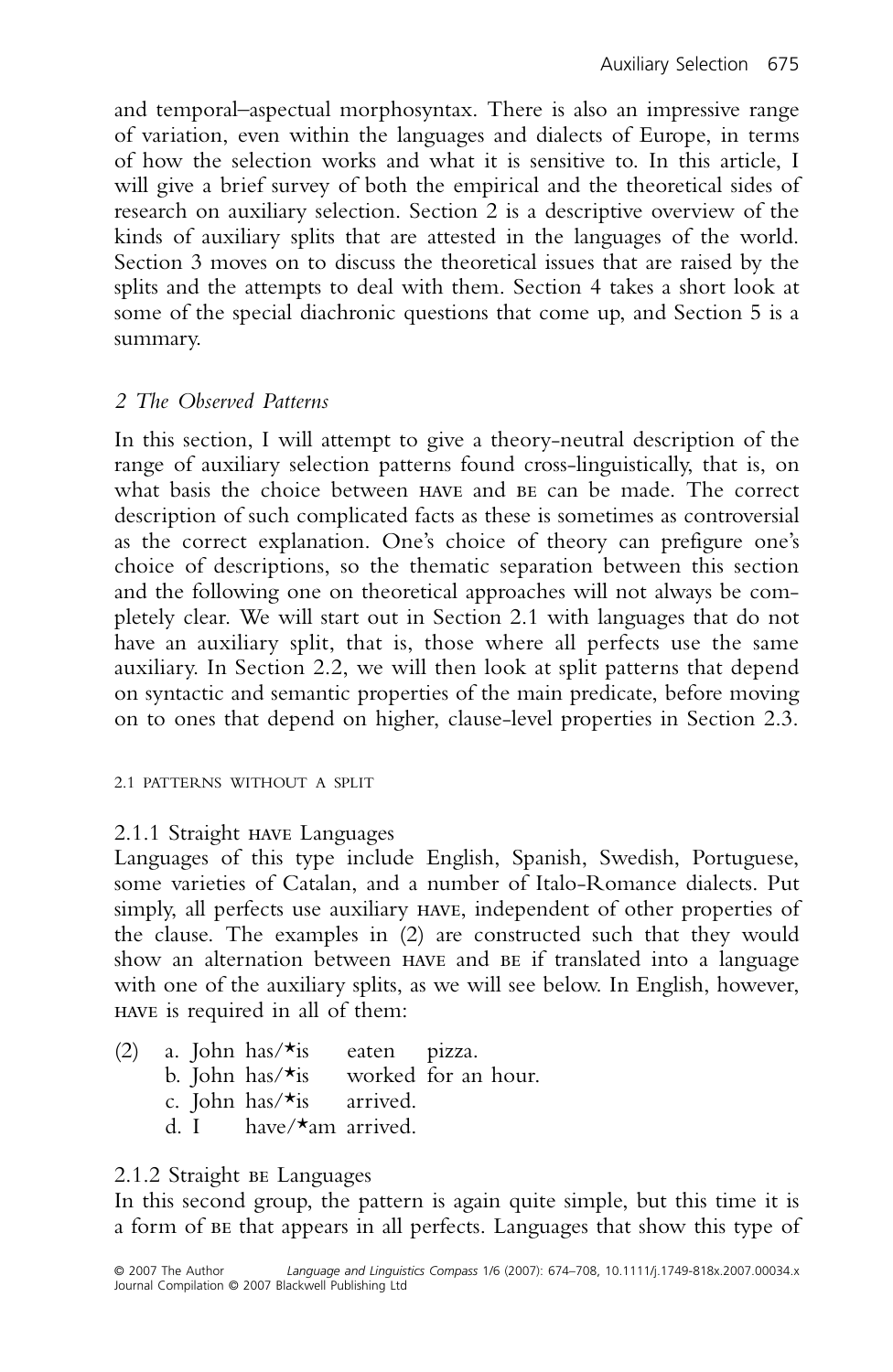and temporal–aspectual morphosyntax. There is also an impressive range of variation, even within the languages and dialects of Europe, in terms of how the selection works and what it is sensitive to. In this article, I will give a brief survey of both the empirical and the theoretical sides of research on auxiliary selection. Section 2 is a descriptive overview of the kinds of auxiliary splits that are attested in the languages of the world. Section 3 moves on to discuss the theoretical issues that are raised by the splits and the attempts to deal with them. Section 4 takes a short look at some of the special diachronic questions that come up, and Section 5 is a summary.

## *2 The Observed Patterns*

In this section, I will attempt to give a theory-neutral description of the range of auxiliary selection patterns found cross-linguistically, that is, on what basis the choice between HAVE and BE can be made. The correct description of such complicated facts as these is sometimes as controversial as the correct explanation. One's choice of theory can prefigure one's choice of descriptions, so the thematic separation between this section and the following one on theoretical approaches will not always be completely clear. We will start out in Section 2.1 with languages that do not have an auxiliary split, that is, those where all perfects use the same auxiliary. In Section 2.2, we will then look at split patterns that depend on syntactic and semantic properties of the main predicate, before moving on to ones that depend on higher, clause-level properties in Section 2.3.

### 2.1 PATTERNS WITHOUT A SPLIT

#### 2.1.1 Straight HAVE Languages

Languages of this type include English, Spanish, Swedish, Portuguese, some varieties of Catalan, and a number of Italo-Romance dialects. Put simply, all perfects use auxiliary HAVE, independent of other properties of the clause. The examples in (2) are constructed such that they would show an alternation between HAVE and BE if translated into a language with one of the auxiliary splits, as we will see below. In English, however, HAVE is required in all of them:

(2) a. John has/*is eaten pizza.
 b. John has/*is worked for an hour.
 c. John has/*is arrived.
 d. I have/*am arrived.

#### 2.1.2 Straight BE Languages

In this second group, the pattern is again quite simple, but this time it is a form of BE that appears in all perfects. Languages that show this type of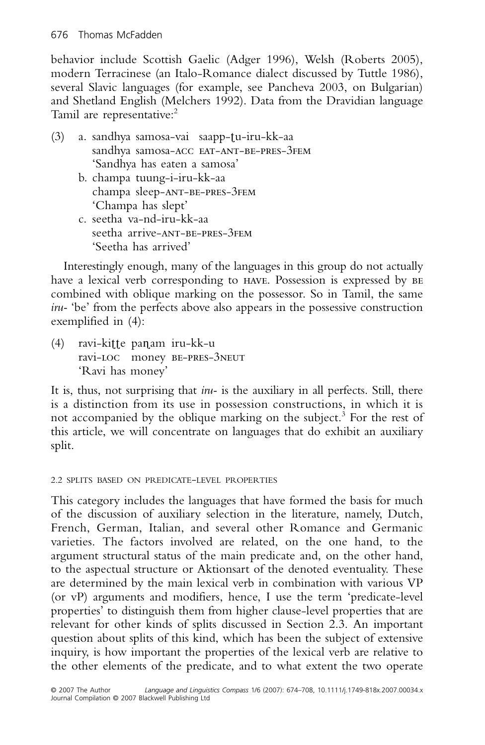behavior include Scottish Gaelic (Adger 1996), Welsh (Roberts 2005), modern Terracinese (an Italo-Romance dialect discussed by Tuttle 1986), several Slavic languages (for example, see Pancheva 2003, on Bulgarian) and Shetland English (Melchers 1992). Data from the Dravidian language Tamil are representative:[2]

(3) a. sandhya samosa-vai saapp-ṭu-iru-kk-aa
    sandhya samosa-ACC EAT-ANT-BE-PRES-3FEM
    'Sandhya has eaten a samosa'

  b. champa tuung-i-iru-kk-aa
    champa sleep-ANT-BE-PRES-3FEM
    'Champa has slept'

  c. seetha va-nd-iru-kk-aa
    seetha arrive-ANT-BE-PRES-3FEM
    'Seetha has arrived'

Interestingly enough, many of the languages in this group do not actually have a lexical verb corresponding to HAVE. Possession is expressed by BE combined with oblique marking on the possessor. So in Tamil, the same *iru-* 'be' from the perfects above also appears in the possessive construction exemplified in (4):

(4) ravi-kiṭṭe paṇam iru-kk-u
  ravi-LOC money BE-PRES-3NEUT
  'Ravi has money'

It is, thus, not surprising that *iru-* is the auxiliary in all perfects. Still, there is a distinction from its use in possession constructions, in which it is not accompanied by the oblique marking on the subject.[3] For the rest of this article, we will concentrate on languages that do exhibit an auxiliary split.

### 2.2 Splits Based on Predicate-Level Properties

This category includes the languages that have formed the basis for much of the discussion of auxiliary selection in the literature, namely, Dutch, French, German, Italian, and several other Romance and Germanic varieties. The factors involved are related, on the one hand, to the argument structural status of the main predicate and, on the other hand, to the aspectual structure or Aktionsart of the denoted eventuality. These are determined by the main lexical verb in combination with various VP (or vP) arguments and modifiers, hence, I use the term 'predicate-level properties' to distinguish them from higher clause-level properties that are relevant for other kinds of splits discussed in Section 2.3. An important question about splits of this kind, which has been the subject of extensive inquiry, is how important the properties of the lexical verb are relative to the other elements of the predicate, and to what extent the two operate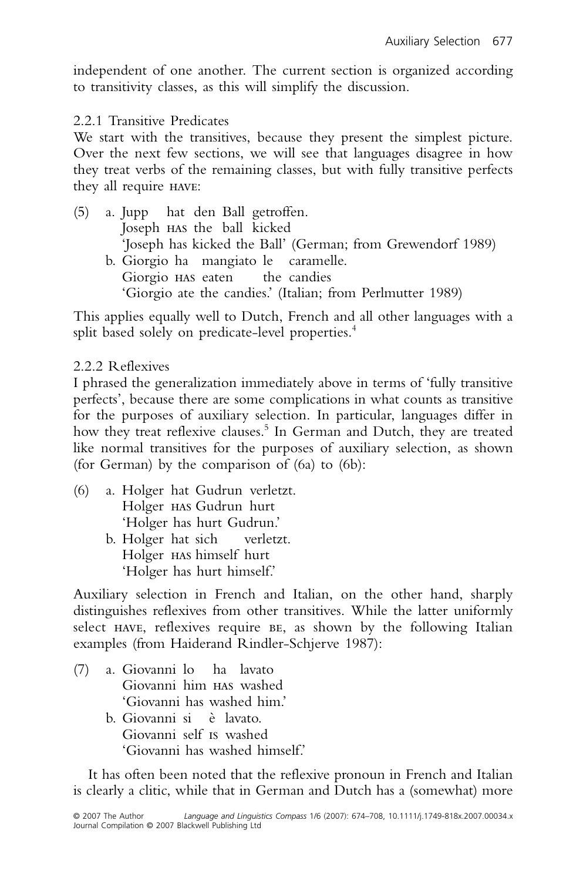independent of one another. The current section is organized according to transitivity classes, as this will simplify the discussion.

### 2.2.1 Transitive Predicates

We start with the transitives, because they present the simplest picture. Over the next few sections, we will see that languages disagree in how they treat verbs of the remaining classes, but with fully transitive perfects they all require HAVE:

(5) a. Jupp hat den Ball getroffen.
Joseph HAS the ball kicked
'Joseph has kicked the Ball' (German; from Grewendorf 1989)

b. Giorgio ha mangiato le caramelle.
Giorgio HAS eaten the candies
'Giorgio ate the candies.' (Italian; from Perlmutter 1989)

This applies equally well to Dutch, French and all other languages with a split based solely on predicate-level properties.[4]

### 2.2.2 Reflexives

I phrased the generalization immediately above in terms of 'fully transitive perfects', because there are some complications in what counts as transitive for the purposes of auxiliary selection. In particular, languages differ in how they treat reflexive clauses.[5] In German and Dutch, they are treated like normal transitives for the purposes of auxiliary selection, as shown (for German) by the comparison of (6a) to (6b):

(6) a. Holger hat Gudrun verletzt.
Holger HAS Gudrun hurt
'Holger has hurt Gudrun.'

b. Holger hat sich verletzt.
Holger HAS himself hurt
'Holger has hurt himself.'

Auxiliary selection in French and Italian, on the other hand, sharply distinguishes reflexives from other transitives. While the latter uniformly select HAVE, reflexives require BE, as shown by the following Italian examples (from Haiderand Rindler-Schjerve 1987):

(7) a. Giovanni lo ha lavato
Giovanni him HAS washed
'Giovanni has washed him.'

b. Giovanni si è lavato.
Giovanni self IS washed
'Giovanni has washed himself.'

It has often been noted that the reflexive pronoun in French and Italian is clearly a clitic, while that in German and Dutch has a (somewhat) more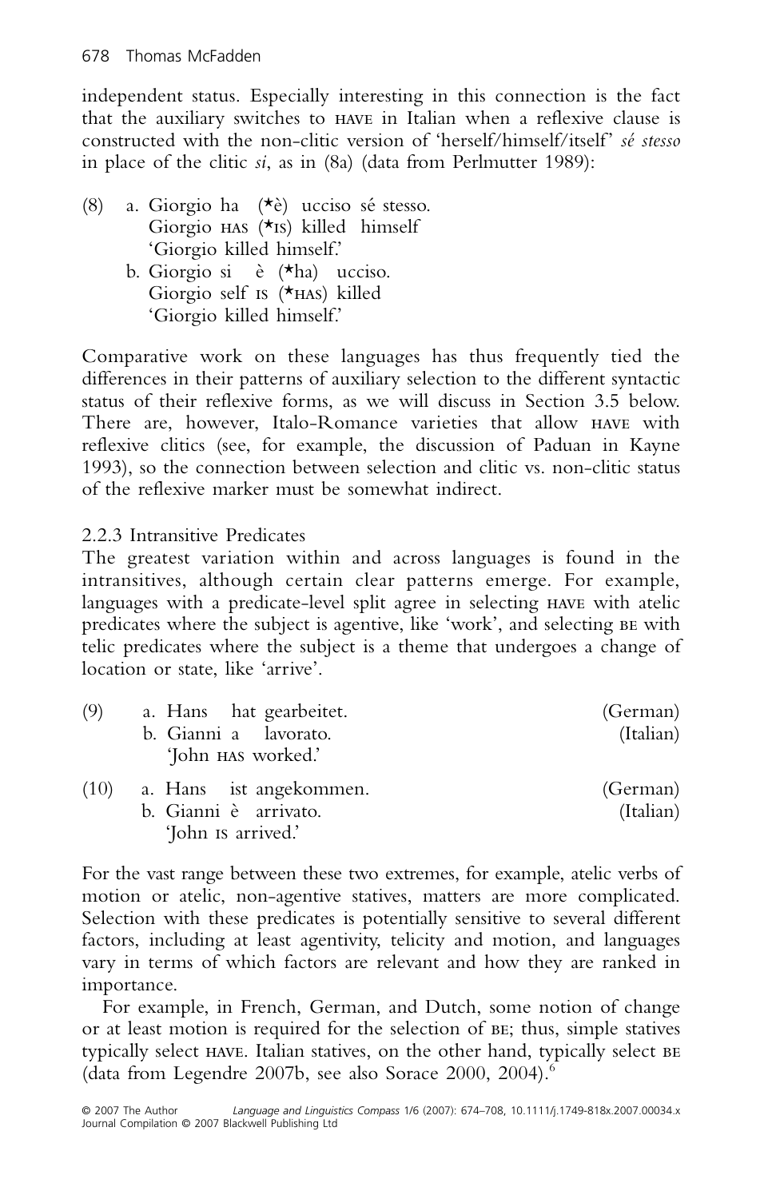independent status. Especially interesting in this connection is the fact that the auxiliary switches to HAVE in Italian when a reflexive clause is constructed with the non-clitic version of 'herself/himself/itself' *sé stesso* in place of the clitic *si*, as in (8a) (data from Perlmutter 1989):

(8) a. Giorgio ha (*è) ucciso sé stesso.
    Giorgio HAS (*IS) killed himself
    'Giorgio killed himself.'
  b. Giorgio si è (*ha) ucciso.
    Giorgio self IS (*HAS) killed
    'Giorgio killed himself.'

Comparative work on these languages has thus frequently tied the differences in their patterns of auxiliary selection to the different syntactic status of their reflexive forms, as we will discuss in Section 3.5 below. There are, however, Italo-Romance varieties that allow HAVE with reflexive clitics (see, for example, the discussion of Paduan in Kayne 1993), so the connection between selection and clitic vs. non-clitic status of the reflexive marker must be somewhat indirect.

### 2.2.3 Intransitive Predicates

The greatest variation within and across languages is found in the intransitives, although certain clear patterns emerge. For example, languages with a predicate-level split agree in selecting HAVE with atelic predicates where the subject is agentive, like 'work', and selecting BE with telic predicates where the subject is a theme that undergoes a change of location or state, like 'arrive'.

(9) a. Hans hat gearbeitet. (German)
  b. Gianni a lavorato. (Italian)
    'John HAS worked.'

(10) a. Hans ist angekommen. (German)
  b. Gianni è arrivato. (Italian)
    'John IS arrived.'

For the vast range between these two extremes, for example, atelic verbs of motion or atelic, non-agentive statives, matters are more complicated. Selection with these predicates is potentially sensitive to several different factors, including at least agentivity, telicity and motion, and languages vary in terms of which factors are relevant and how they are ranked in importance.

For example, in French, German, and Dutch, some notion of change or at least motion is required for the selection of BE; thus, simple statives typically select HAVE. Italian statives, on the other hand, typically select BE (data from Legendre 2007b, see also Sorace 2000, 2004).[6]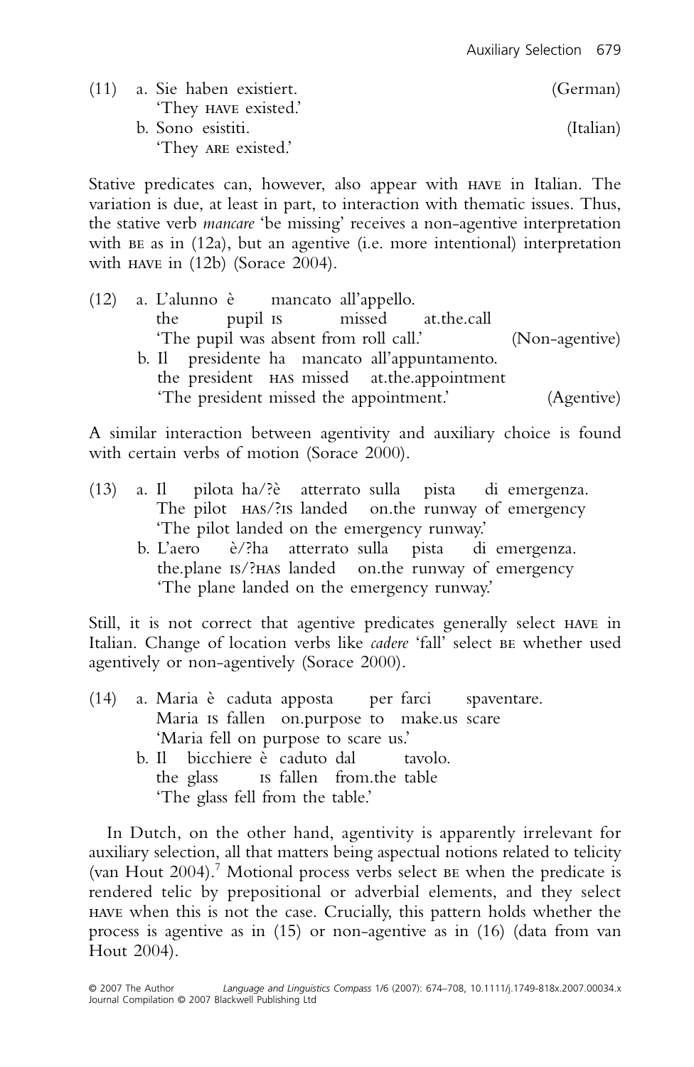(11) a. Sie haben existiert. (German)
'They HAVE existed.'
b. Sono esistiti. (Italian)
'They ARE existed.'

Stative predicates can, however, also appear with HAVE in Italian. The variation is due, at least in part, to interaction with thematic issues. Thus, the stative verb *mancare* 'be missing' receives a non-agentive interpretation with BE as in (12a), but an agentive (i.e. more intentional) interpretation with HAVE in (12b) (Sorace 2004).

(12) a. L'alunno è mancato all'appello.
the pupil IS missed at.the.call
'The pupil was absent from roll call.' (Non-agentive)
b. Il presidente ha mancato all'appuntamento.
the president HAS missed at.the.appointment
'The president missed the appointment.' (Agentive)

A similar interaction between agentivity and auxiliary choice is found with certain verbs of motion (Sorace 2000).

(13) a. Il pilota ha/?è atterrato sulla pista di emergenza.
The pilot HAS/?IS landed on.the runway of emergency
'The pilot landed on the emergency runway.'
b. L'aero è/?ha atterrato sulla pista di emergenza.
the.plane IS/?HAS landed on.the runway of emergency
'The plane landed on the emergency runway.'

Still, it is not correct that agentive predicates generally select HAVE in Italian. Change of location verbs like *cadere* 'fall' select BE whether used agentively or non-agentively (Sorace 2000).

(14) a. Maria è caduta apposta per farci spaventare.
Maria IS fallen on.purpose to make.us scare
'Maria fell on purpose to scare us.'
b. Il bicchiere è caduto dal tavolo.
the glass IS fallen from.the table
'The glass fell from the table.'

In Dutch, on the other hand, agentivity is apparently irrelevant for auxiliary selection, all that matters being aspectual notions related to telicity (van Hout 2004).[7] Motional process verbs select BE when the predicate is rendered telic by prepositional or adverbial elements, and they select HAVE when this is not the case. Crucially, this pattern holds whether the process is agentive as in (15) or non-agentive as in (16) (data from van Hout 2004).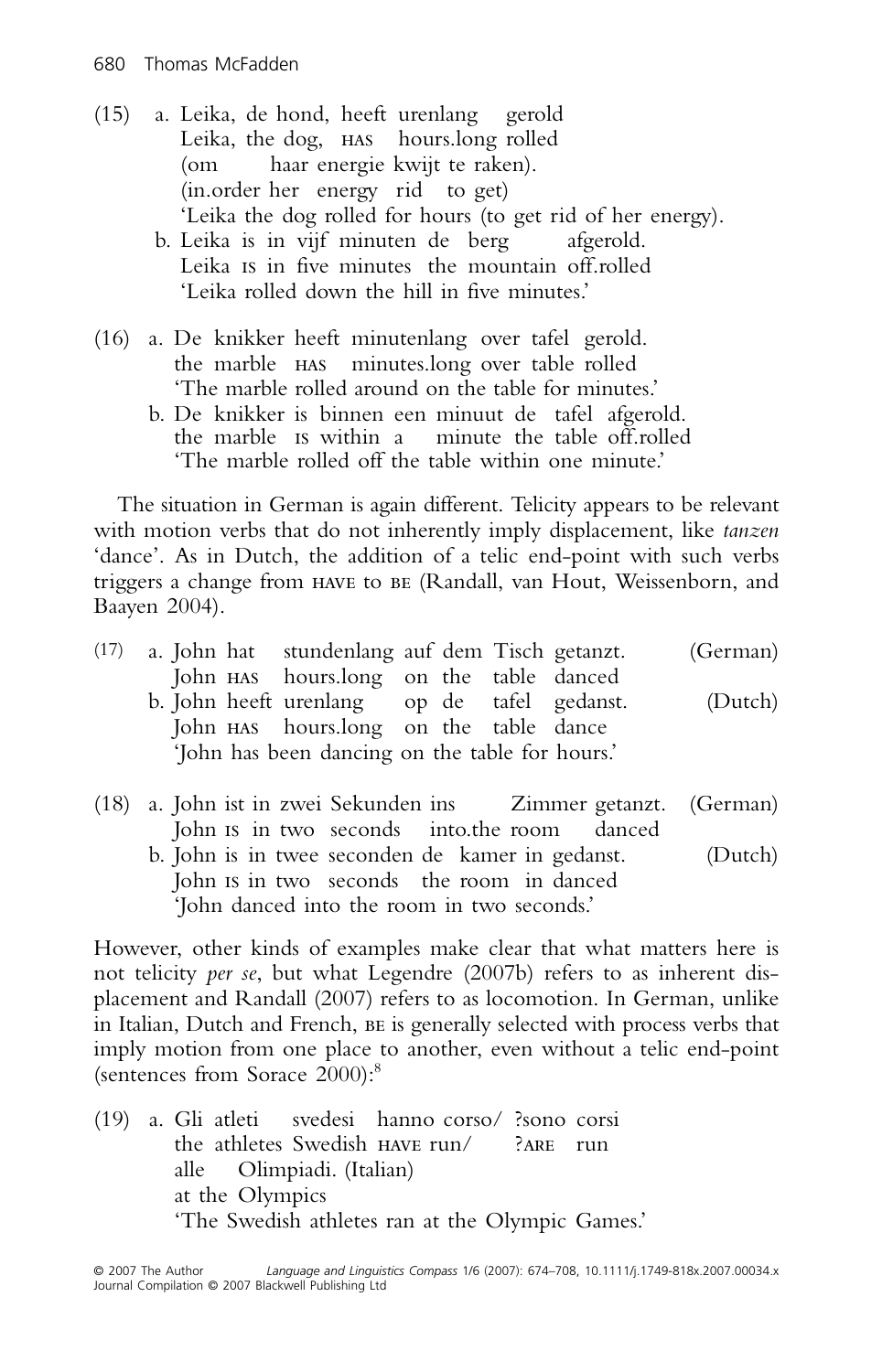(15) a. Leika, de hond, heeft urenlang gerold
Leika, the dog, HAS hours.long rolled
(om haar energie kwijt te raken).
(in.order her energy rid to get)
'Leika the dog rolled for hours (to get rid of her energy).

b. Leika is in vijf minuten de berg afgerold.
Leika IS in five minutes the mountain off.rolled
'Leika rolled down the hill in five minutes.'

(16) a. De knikker heeft minutenlang over tafel gerold.
the marble HAS minutes.long over table rolled
'The marble rolled around on the table for minutes.'

b. De knikker is binnen een minuut de tafel afgerold.
the marble IS within a minute the table off.rolled
'The marble rolled off the table within one minute.'

The situation in German is again different. Telicity appears to be relevant with motion verbs that do not inherently imply displacement, like *tanzen* 'dance'. As in Dutch, the addition of a telic end-point with such verbs triggers a change from HAVE to BE (Randall, van Hout, Weissenborn, and Baayen 2004).

(17) a. John hat stundenlang auf dem Tisch getanzt. (German)
John HAS hours.long on the table danced

b. John heeft urenlang op de tafel gedanst. (Dutch)
John HAS hours.long on the table dance
'John has been dancing on the table for hours.'

(18) a. John ist in zwei Sekunden ins Zimmer getanzt. (German)
John IS in two seconds into.the room danced

b. John is in twee seconden de kamer in gedanst. (Dutch)
John IS in two seconds the room in danced
'John danced into the room in two seconds.'

However, other kinds of examples make clear that what matters here is not telicity *per se*, but what Legendre (2007b) refers to as inherent displacement and Randall (2007) refers to as locomotion. In German, unlike in Italian, Dutch and French, BE is generally selected with process verbs that imply motion from one place to another, even without a telic end-point (sentences from Sorace 2000):[8]

(19) a. Gli atleti svedesi hanno corso/ ?sono corsi
the athletes Swedish HAVE run/ ?ARE run
alle Olimpiadi. (Italian)
at the Olympics
'The Swedish athletes ran at the Olympic Games.'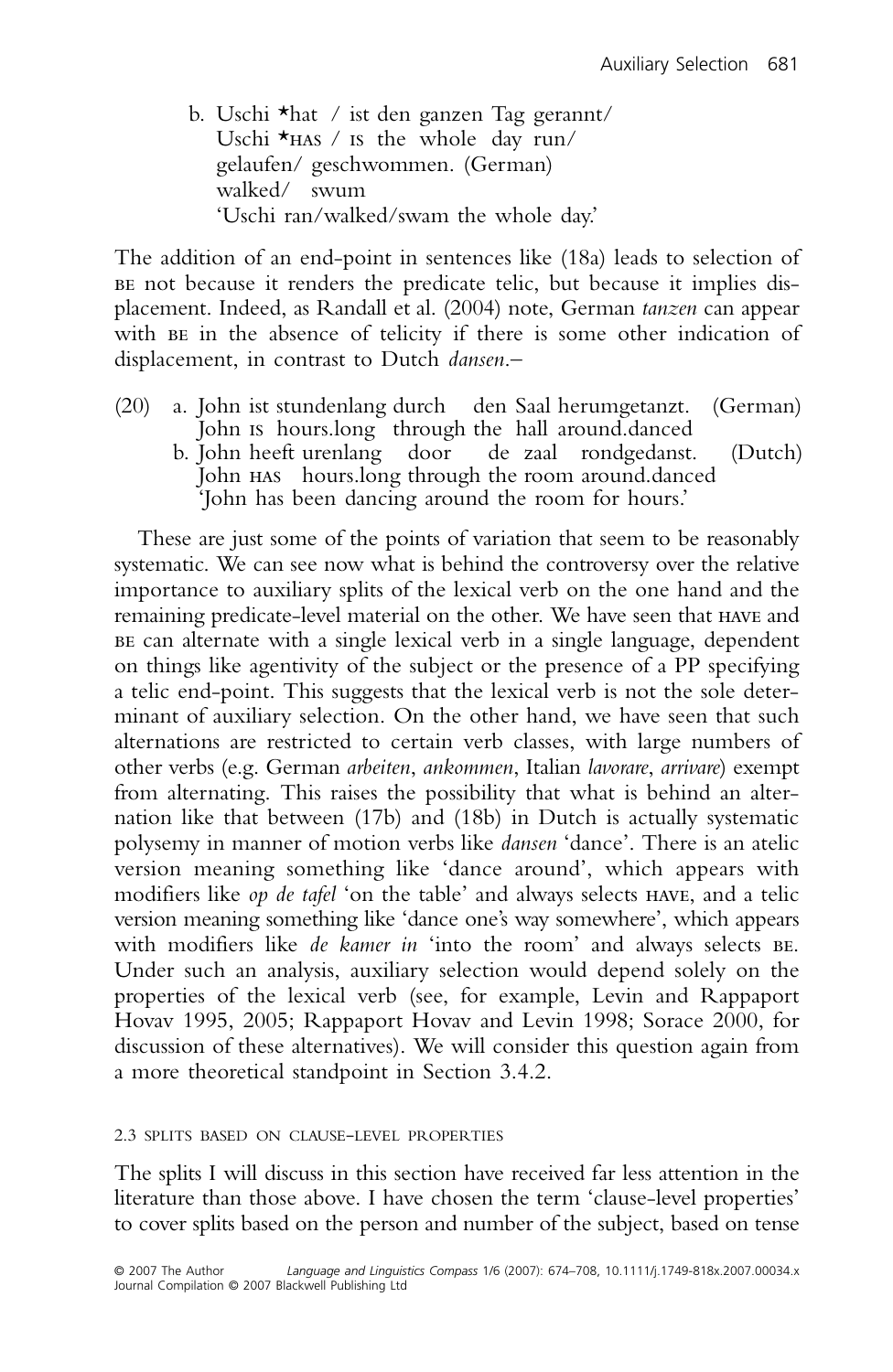b. Uschi *hat / ist den ganzen Tag gerannt/
   Uschi *HAS / IS the whole day run/
   gelaufen/ geschwommen. (German)
   walked/ swum
   'Uschi ran/walked/swam the whole day.'

The addition of an end-point in sentences like (18a) leads to selection of BE not because it renders the predicate telic, but because it implies displacement. Indeed, as Randall et al. (2004) note, German *tanzen* can appear with BE in the absence of telicity if there is some other indication of displacement, in contrast to Dutch *dansen*.–

(20) a. John ist stundenlang durch den Saal herumgetanzt. (German)
   John IS hours.long through the hall around.danced
   b. John heeft urenlang door de zaal rondgedanst. (Dutch)
   John HAS hours.long through the room around.danced
   'John has been dancing around the room for hours.'

These are just some of the points of variation that seem to be reasonably systematic. We can see now what is behind the controversy over the relative importance to auxiliary splits of the lexical verb on the one hand and the remaining predicate-level material on the other. We have seen that HAVE and BE can alternate with a single lexical verb in a single language, dependent on things like agentivity of the subject or the presence of a PP specifying a telic end-point. This suggests that the lexical verb is not the sole determinant of auxiliary selection. On the other hand, we have seen that such alternations are restricted to certain verb classes, with large numbers of other verbs (e.g. German *arbeiten*, *ankommen*, Italian *lavorare*, *arrivare*) exempt from alternating. This raises the possibility that what is behind an alternation like that between (17b) and (18b) in Dutch is actually systematic polysemy in manner of motion verbs like *dansen* 'dance'. There is an atelic version meaning something like 'dance around', which appears with modifiers like *op de tafel* 'on the table' and always selects HAVE, and a telic version meaning something like 'dance one's way somewhere', which appears with modifiers like *de kamer in* 'into the room' and always selects BE. Under such an analysis, auxiliary selection would depend solely on the properties of the lexical verb (see, for example, Levin and Rappaport Hovav 1995, 2005; Rappaport Hovav and Levin 1998; Sorace 2000, for discussion of these alternatives). We will consider this question again from a more theoretical standpoint in Section 3.4.2.

### 2.3 SPLITS BASED ON CLAUSE-LEVEL PROPERTIES

The splits I will discuss in this section have received far less attention in the literature than those above. I have chosen the term 'clause-level properties' to cover splits based on the person and number of the subject, based on tense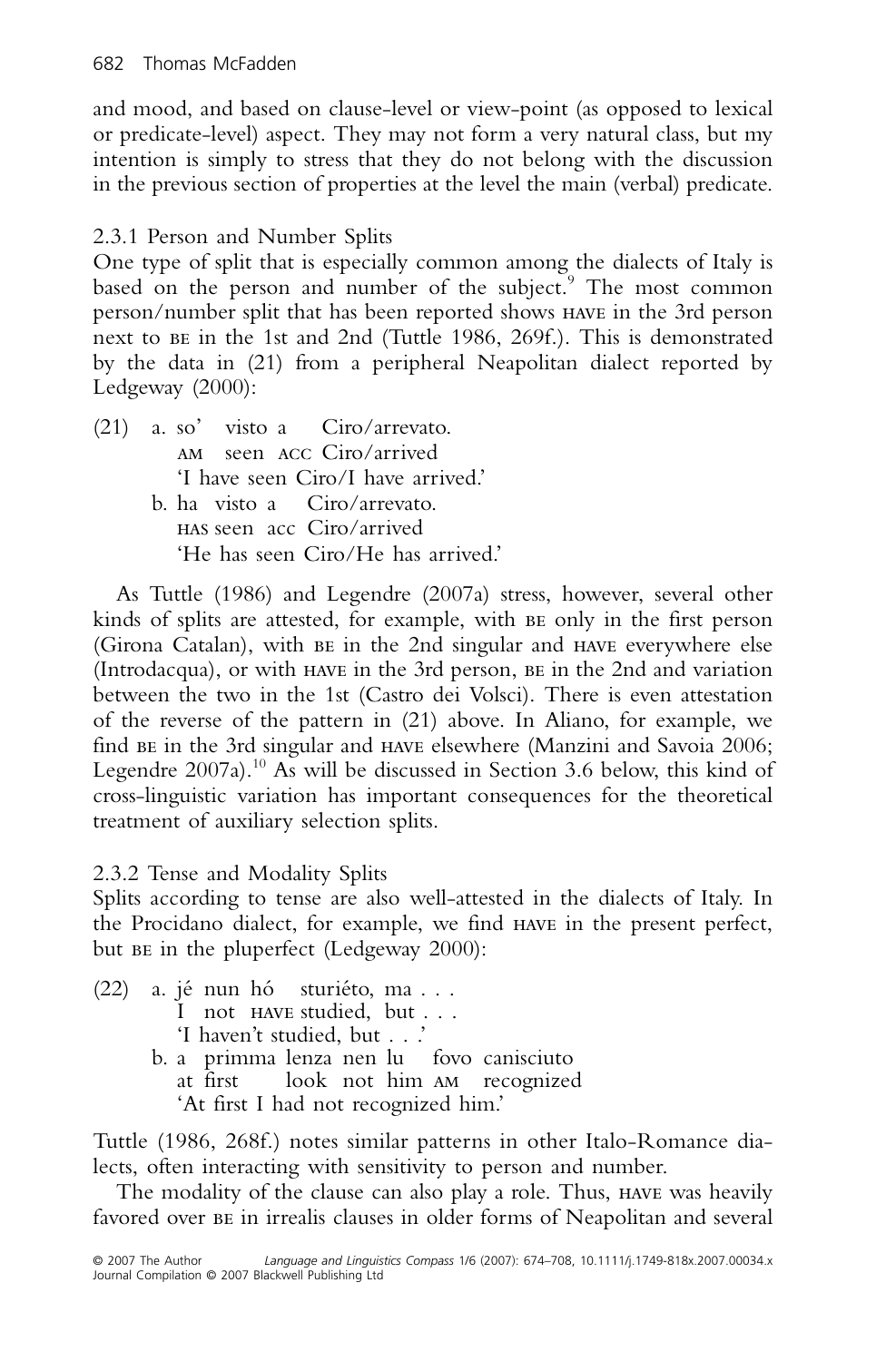and mood, and based on clause-level or view-point (as opposed to lexical or predicate-level) aspect. They may not form a very natural class, but my intention is simply to stress that they do not belong with the discussion in the previous section of properties at the level the main (verbal) predicate.

### 2.3.1 Person and Number Splits

One type of split that is especially common among the dialects of Italy is based on the person and number of the subject.[9] The most common person/number split that has been reported shows HAVE in the 3rd person next to BE in the 1st and 2nd (Tuttle 1986, 269f.). This is demonstrated by the data in (21) from a peripheral Neapolitan dialect reported by Ledgeway (2000):

(21) a. so' visto a Ciro/arrevato.
 AM seen ACC Ciro/arrived
 'I have seen Ciro/I have arrived.'
 b. ha visto a Ciro/arrevato.
 HAS seen acc Ciro/arrived
 'He has seen Ciro/He has arrived.'

As Tuttle (1986) and Legendre (2007a) stress, however, several other kinds of splits are attested, for example, with BE only in the first person (Girona Catalan), with BE in the 2nd singular and HAVE everywhere else (Introdacqua), or with HAVE in the 3rd person, BE in the 2nd and variation between the two in the 1st (Castro dei Volsci). There is even attestation of the reverse of the pattern in (21) above. In Aliano, for example, we find BE in the 3rd singular and HAVE elsewhere (Manzini and Savoia 2006; Legendre 2007a).[10] As will be discussed in Section 3.6 below, this kind of cross-linguistic variation has important consequences for the theoretical treatment of auxiliary selection splits.

### 2.3.2 Tense and Modality Splits

Splits according to tense are also well-attested in the dialects of Italy. In the Procidano dialect, for example, we find HAVE in the present perfect, but BE in the pluperfect (Ledgeway 2000):

(22) a. jé nun hó sturiéto, ma . . .
 I not HAVE studied, but . . .
 'I haven't studied, but . . .'
 b. a primma lenza nen lu fovo canisciuto
 at first look not him AM recognized
 'At first I had not recognized him.'

Tuttle (1986, 268f.) notes similar patterns in other Italo-Romance dialects, often interacting with sensitivity to person and number.

The modality of the clause can also play a role. Thus, HAVE was heavily favored over BE in irrealis clauses in older forms of Neapolitan and several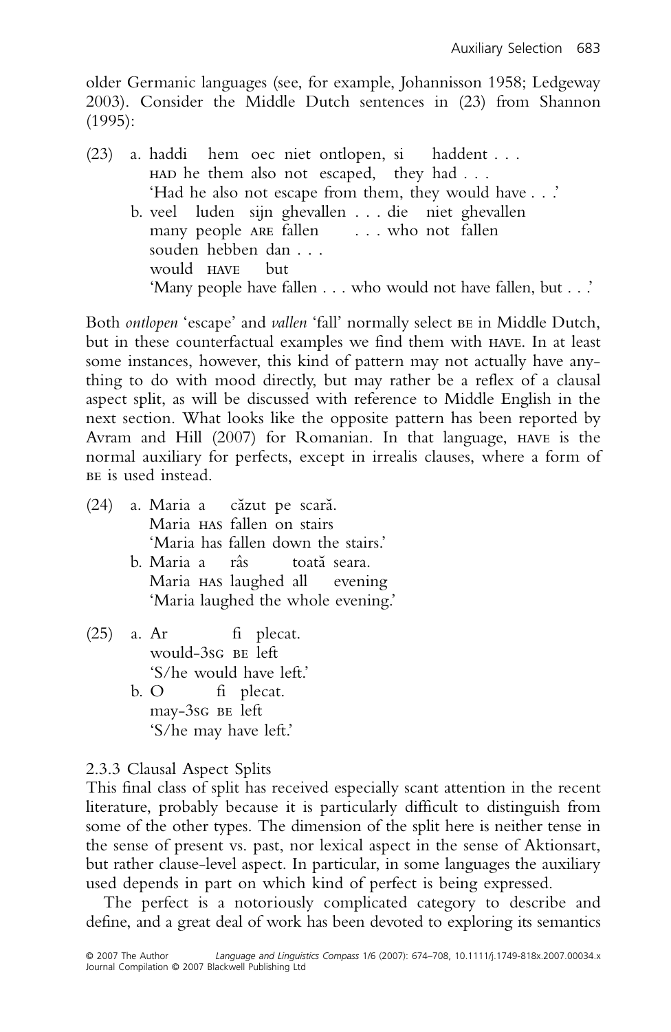older Germanic languages (see, for example, Johannisson 1958; Ledgeway 2003). Consider the Middle Dutch sentences in (23) from Shannon (1995):

(23) a. haddi hem oec niet ontlopen, si haddent . . .
HAD he them also not escaped, they had . . .
'Had he also not escape from them, they would have . . .'

b. veel luden sijn ghevallen . . . die niet ghevallen
many people ARE fallen . . . who not fallen
souden hebben dan . . .
would HAVE but
'Many people have fallen . . . who would not have fallen, but . . .'

Both *ontlopen* 'escape' and *vallen* 'fall' normally select BE in Middle Dutch, but in these counterfactual examples we find them with HAVE. In at least some instances, however, this kind of pattern may not actually have anything to do with mood directly, but may rather be a reflex of a clausal aspect split, as will be discussed with reference to Middle English in the next section. What looks like the opposite pattern has been reported by Avram and Hill (2007) for Romanian. In that language, HAVE is the normal auxiliary for perfects, except in irrealis clauses, where a form of BE is used instead.

(24) a. Maria a căzut pe scară.
Maria HAS fallen on stairs
'Maria has fallen down the stairs.'

b. Maria a râs toată seara.
Maria HAS laughed all evening
'Maria laughed the whole evening.'

(25) a. Ar fi plecat.
would-3SG BE left
'S/he would have left.'

b. O fi plecat.
may-3SG BE left
'S/he may have left.'

### 2.3.3 Clausal Aspect Splits

This final class of split has received especially scant attention in the recent literature, probably because it is particularly difficult to distinguish from some of the other types. The dimension of the split here is neither tense in the sense of present vs. past, nor lexical aspect in the sense of Aktionsart, but rather clause-level aspect. In particular, in some languages the auxiliary used depends in part on which kind of perfect is being expressed.

The perfect is a notoriously complicated category to describe and define, and a great deal of work has been devoted to exploring its semantics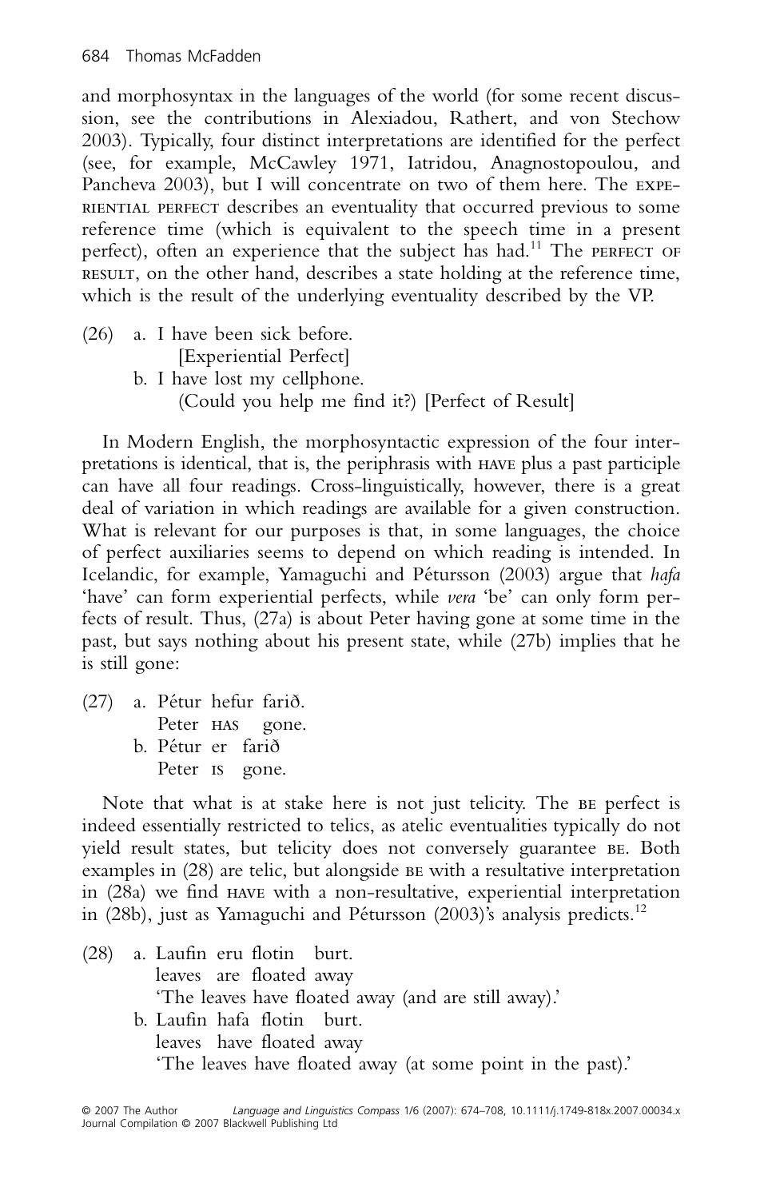and morphosyntax in the languages of the world (for some recent discussion, see the contributions in Alexiadou, Rathert, and von Stechow 2003). Typically, four distinct interpretations are identified for the perfect (see, for example, McCawley 1971, Iatridou, Anagnostopoulou, and Pancheva 2003), but I will concentrate on two of them here. The EXPERIENTIAL PERFECT describes an eventuality that occurred previous to some reference time (which is equivalent to the speech time in a present perfect), often an experience that the subject has had.[11] The PERFECT OF RESULT, on the other hand, describes a state holding at the reference time, which is the result of the underlying eventuality described by the VP.

(26) a. I have been sick before.
 [Experiential Perfect]
 b. I have lost my cellphone.
 (Could you help me find it?) [Perfect of Result]

In Modern English, the morphosyntactic expression of the four interpretations is identical, that is, the periphrasis with HAVE plus a past participle can have all four readings. Cross-linguistically, however, there is a great deal of variation in which readings are available for a given construction. What is relevant for our purposes is that, in some languages, the choice of perfect auxiliaries seems to depend on which reading is intended. In Icelandic, for example, Yamaguchi and Pétursson (2003) argue that *hafa* 'have' can form experiential perfects, while *vera* 'be' can only form perfects of result. Thus, (27a) is about Peter having gone at some time in the past, but says nothing about his present state, while (27b) implies that he is still gone:

(27) a. Pétur hefur farið.
 Peter HAS gone.
 b. Pétur er farið
 Peter IS gone.

Note that what is at stake here is not just telicity. The BE perfect is indeed essentially restricted to telics, as atelic eventualities typically do not yield result states, but telicity does not conversely guarantee BE. Both examples in (28) are telic, but alongside BE with a resultative interpretation in (28a) we find HAVE with a non-resultative, experiential interpretation in (28b), just as Yamaguchi and Pétursson (2003)'s analysis predicts.[12]

(28) a. Laufin eru flotin burt.
 leaves are floated away
 'The leaves have floated away (and are still away).'
 b. Laufin hafa flotin burt.
 leaves have floated away
 'The leaves have floated away (at some point in the past).'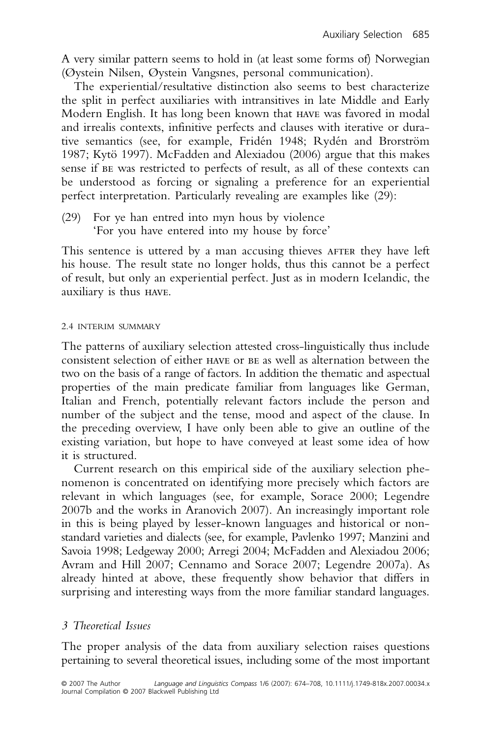A very similar pattern seems to hold in (at least some forms of) Norwegian (Øystein Nilsen, Øystein Vangsnes, personal communication).

The experiential/resultative distinction also seems to best characterize the split in perfect auxiliaries with intransitives in late Middle and Early Modern English. It has long been known that HAVE was favored in modal and irrealis contexts, infinitive perfects and clauses with iterative or durative semantics (see, for example, Fridén 1948; Rydén and Brorström 1987; Kytö 1997). McFadden and Alexiadou (2006) argue that this makes sense if BE was restricted to perfects of result, as all of these contexts can be understood as forcing or signaling a preference for an experiential perfect interpretation. Particularly revealing are examples like (29):

(29) For ye han entred into myn hous by violence
'For you have entered into my house by force'

This sentence is uttered by a man accusing thieves AFTER they have left his house. The result state no longer holds, thus this cannot be a perfect of result, but only an experiential perfect. Just as in modern Icelandic, the auxiliary is thus HAVE.

#### 2.4 INTERIM SUMMARY

The patterns of auxiliary selection attested cross-linguistically thus include consistent selection of either HAVE or BE as well as alternation between the two on the basis of a range of factors. In addition the thematic and aspectual properties of the main predicate familiar from languages like German, Italian and French, potentially relevant factors include the person and number of the subject and the tense, mood and aspect of the clause. In the preceding overview, I have only been able to give an outline of the existing variation, but hope to have conveyed at least some idea of how it is structured.

Current research on this empirical side of the auxiliary selection phenomenon is concentrated on identifying more precisely which factors are relevant in which languages (see, for example, Sorace 2000; Legendre 2007b and the works in Aranovich 2007). An increasingly important role in this is being played by lesser-known languages and historical or non-standard varieties and dialects (see, for example, Pavlenko 1997; Manzini and Savoia 1998; Ledgeway 2000; Arregi 2004; McFadden and Alexiadou 2006; Avram and Hill 2007; Cennamo and Sorace 2007; Legendre 2007a). As already hinted at above, these frequently show behavior that differs in surprising and interesting ways from the more familiar standard languages.

### *3 Theoretical Issues*

The proper analysis of the data from auxiliary selection raises questions pertaining to several theoretical issues, including some of the most important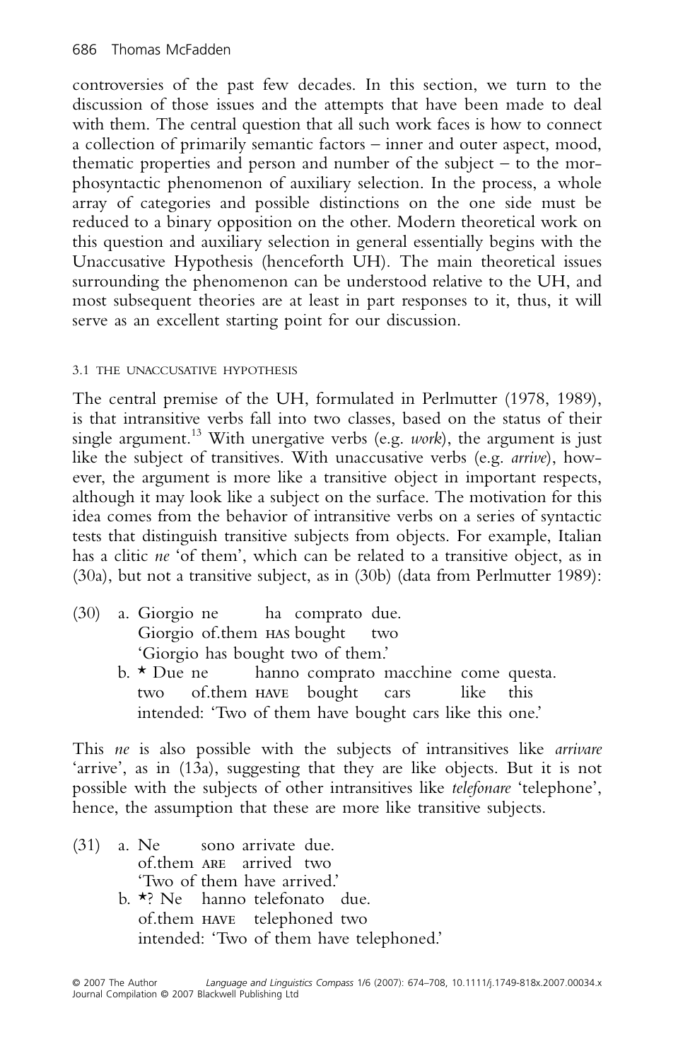controversies of the past few decades. In this section, we turn to the discussion of those issues and the attempts that have been made to deal with them. The central question that all such work faces is how to connect a collection of primarily semantic factors – inner and outer aspect, mood, thematic properties and person and number of the subject – to the morphosyntactic phenomenon of auxiliary selection. In the process, a whole array of categories and possible distinctions on the one side must be reduced to a binary opposition on the other. Modern theoretical work on this question and auxiliary selection in general essentially begins with the Unaccusative Hypothesis (henceforth UH). The main theoretical issues surrounding the phenomenon can be understood relative to the UH, and most subsequent theories are at least in part responses to it, thus, it will serve as an excellent starting point for our discussion.

### 3.1 The Unaccusative Hypothesis

The central premise of the UH, formulated in Perlmutter (1978, 1989), is that intransitive verbs fall into two classes, based on the status of their single argument.[13] With unergative verbs (e.g. *work*), the argument is just like the subject of transitives. With unaccusative verbs (e.g. *arrive*), however, the argument is more like a transitive object in important respects, although it may look like a subject on the surface. The motivation for this idea comes from the behavior of intransitive verbs on a series of syntactic tests that distinguish transitive subjects from objects. For example, Italian has a clitic *ne* 'of them', which can be related to a transitive object, as in (30a), but not a transitive subject, as in (30b) (data from Perlmutter 1989):

(30) a. Giorgio ne ha comprato due.
   Giorgio of.them HAS bought two
   'Giorgio has bought two of them.'

  b. * Due ne hanno comprato macchine come questa.
   two of.them HAVE bought cars like this
   intended: 'Two of them have bought cars like this one.'

This *ne* is also possible with the subjects of intransitives like *arrivare* 'arrive', as in (13a), suggesting that they are like objects. But it is not possible with the subjects of other intransitives like *telefonare* 'telephone', hence, the assumption that these are more like transitive subjects.

(31) a. Ne sono arrivate due.
   of.them ARE arrived two
   'Two of them have arrived.'

  b. *? Ne hanno telefonato due.
   of.them HAVE telephoned two
   intended: 'Two of them have telephoned.'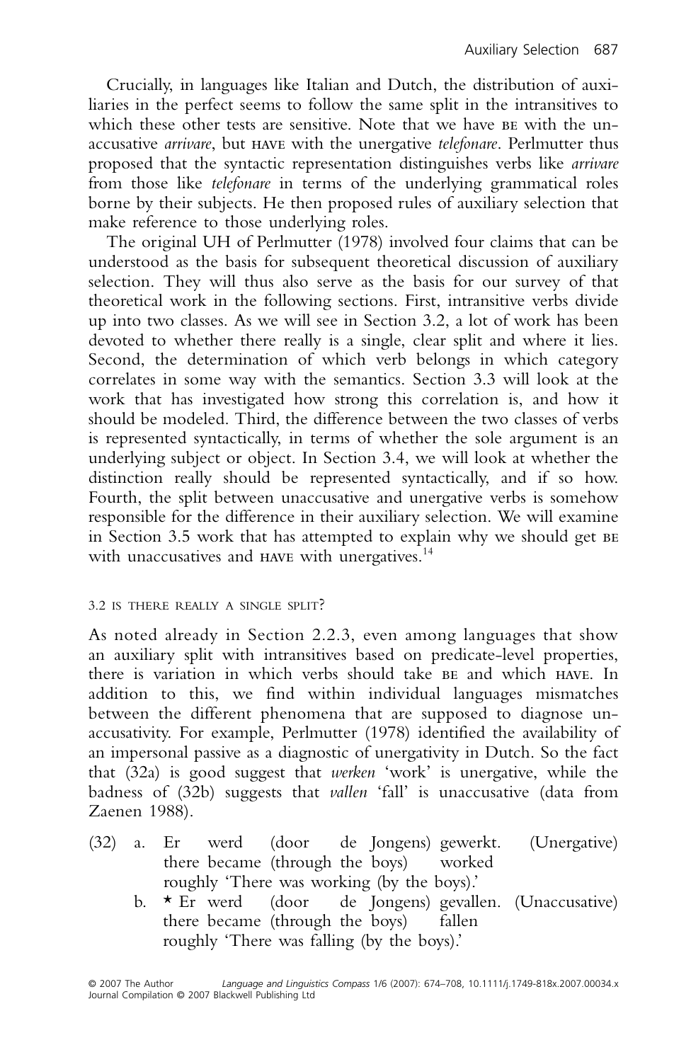Crucially, in languages like Italian and Dutch, the distribution of auxiliaries in the perfect seems to follow the same split in the intransitives to which these other tests are sensitive. Note that we have BE with the unaccusative *arrivare*, but HAVE with the unergative *telefonare*. Perlmutter thus proposed that the syntactic representation distinguishes verbs like *arrivare* from those like *telefonare* in terms of the underlying grammatical roles borne by their subjects. He then proposed rules of auxiliary selection that make reference to those underlying roles.

The original UH of Perlmutter (1978) involved four claims that can be understood as the basis for subsequent theoretical discussion of auxiliary selection. They will thus also serve as the basis for our survey of that theoretical work in the following sections. First, intransitive verbs divide up into two classes. As we will see in Section 3.2, a lot of work has been devoted to whether there really is a single, clear split and where it lies. Second, the determination of which verb belongs in which category correlates in some way with the semantics. Section 3.3 will look at the work that has investigated how strong this correlation is, and how it should be modeled. Third, the difference between the two classes of verbs is represented syntactically, in terms of whether the sole argument is an underlying subject or object. In Section 3.4, we will look at whether the distinction really should be represented syntactically, and if so how. Fourth, the split between unaccusative and unergative verbs is somehow responsible for the difference in their auxiliary selection. We will examine in Section 3.5 work that has attempted to explain why we should get BE with unaccusatives and HAVE with unergatives.[14]

### 3.2 IS THERE REALLY A SINGLE SPLIT?

As noted already in Section 2.2.3, even among languages that show an auxiliary split with intransitives based on predicate-level properties, there is variation in which verbs should take BE and which HAVE. In addition to this, we find within individual languages mismatches between the different phenomena that are supposed to diagnose unaccusativity. For example, Perlmutter (1978) identified the availability of an impersonal passive as a diagnostic of unergativity in Dutch. So the fact that (32a) is good suggest that *werken* 'work' is unergative, while the badness of (32b) suggests that *vallen* 'fall' is unaccusative (data from Zaenen 1988).

(32) a. Er werd (door de Jongens) gewerkt. (Unergative)
   there became (through the boys) worked
   roughly 'There was working (by the boys).'

   b. * Er werd (door de Jongens) gevallen. (Unaccusative)
   there became (through the boys) fallen
   roughly 'There was falling (by the boys).'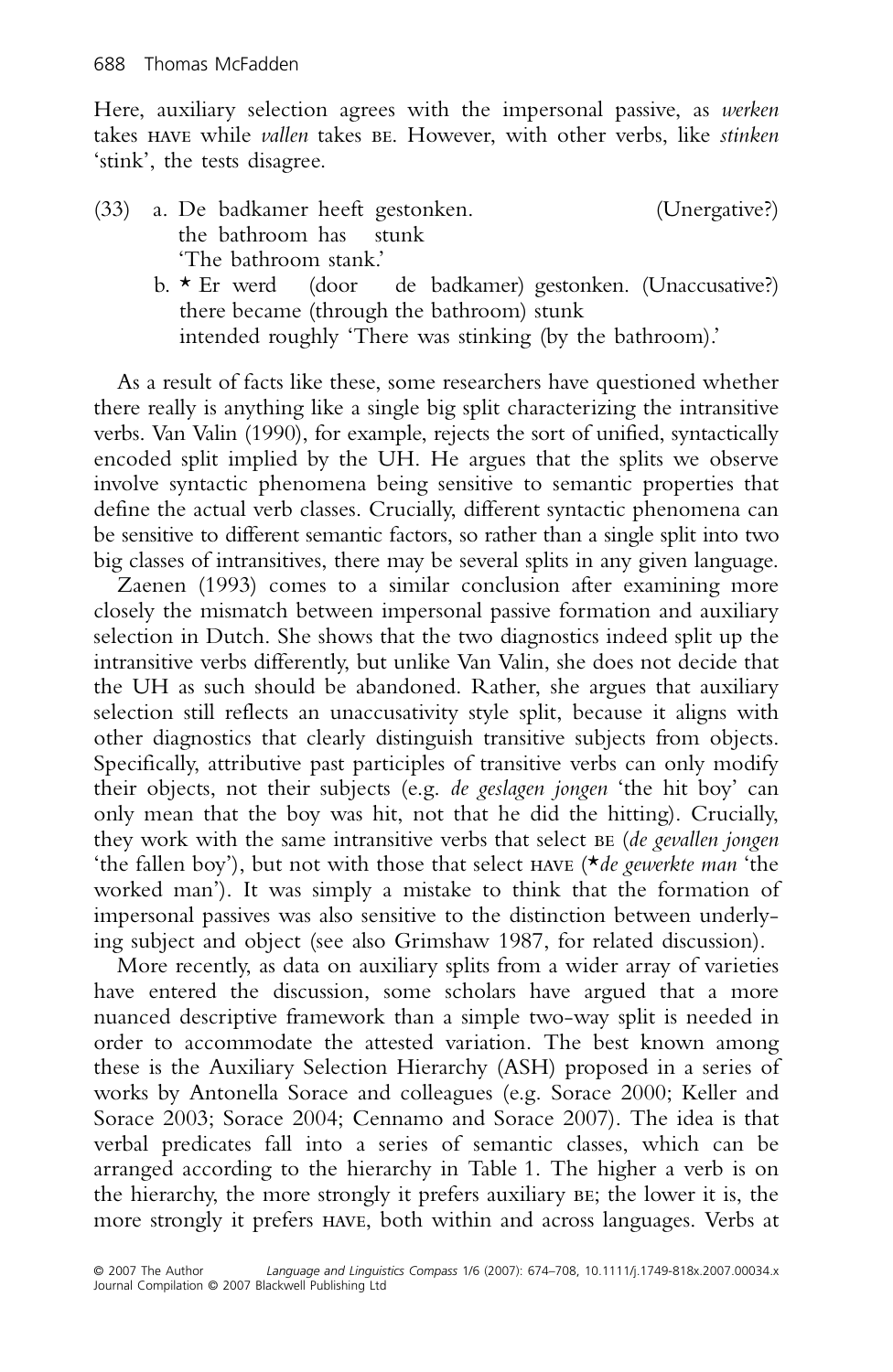Here, auxiliary selection agrees with the impersonal passive, as *werken* takes HAVE while *vallen* takes BE. However, with other verbs, like *stinken* 'stink', the tests disagree.

(33) a. De badkamer heeft gestonken. (Unergative?)
 the bathroom has stunk
 'The bathroom stank.'

 b. * Er werd (door de badkamer) gestonken. (Unaccusative?)
 there became (through the bathroom) stunk
 intended roughly 'There was stinking (by the bathroom).'

As a result of facts like these, some researchers have questioned whether there really is anything like a single big split characterizing the intransitive verbs. Van Valin (1990), for example, rejects the sort of unified, syntactically encoded split implied by the UH. He argues that the splits we observe involve syntactic phenomena being sensitive to semantic properties that define the actual verb classes. Crucially, different syntactic phenomena can be sensitive to different semantic factors, so rather than a single split into two big classes of intransitives, there may be several splits in any given language.

Zaenen (1993) comes to a similar conclusion after examining more closely the mismatch between impersonal passive formation and auxiliary selection in Dutch. She shows that the two diagnostics indeed split up the intransitive verbs differently, but unlike Van Valin, she does not decide that the UH as such should be abandoned. Rather, she argues that auxiliary selection still reflects an unaccusativity style split, because it aligns with other diagnostics that clearly distinguish transitive subjects from objects. Specifically, attributive past participles of transitive verbs can only modify their objects, not their subjects (e.g. *de geslagen jongen* 'the hit boy' can only mean that the boy was hit, not that he did the hitting). Crucially, they work with the same intransitive verbs that select BE (*de gevallen jongen* 'the fallen boy'), but not with those that select HAVE (**de gewerkte man* 'the worked man'). It was simply a mistake to think that the formation of impersonal passives was also sensitive to the distinction between underlying subject and object (see also Grimshaw 1987, for related discussion).

More recently, as data on auxiliary splits from a wider array of varieties have entered the discussion, some scholars have argued that a more nuanced descriptive framework than a simple two-way split is needed in order to accommodate the attested variation. The best known among these is the Auxiliary Selection Hierarchy (ASH) proposed in a series of works by Antonella Sorace and colleagues (e.g. Sorace 2000; Keller and Sorace 2003; Sorace 2004; Cennamo and Sorace 2007). The idea is that verbal predicates fall into a series of semantic classes, which can be arranged according to the hierarchy in Table 1. The higher a verb is on the hierarchy, the more strongly it prefers auxiliary BE; the lower it is, the more strongly it prefers HAVE, both within and across languages. Verbs at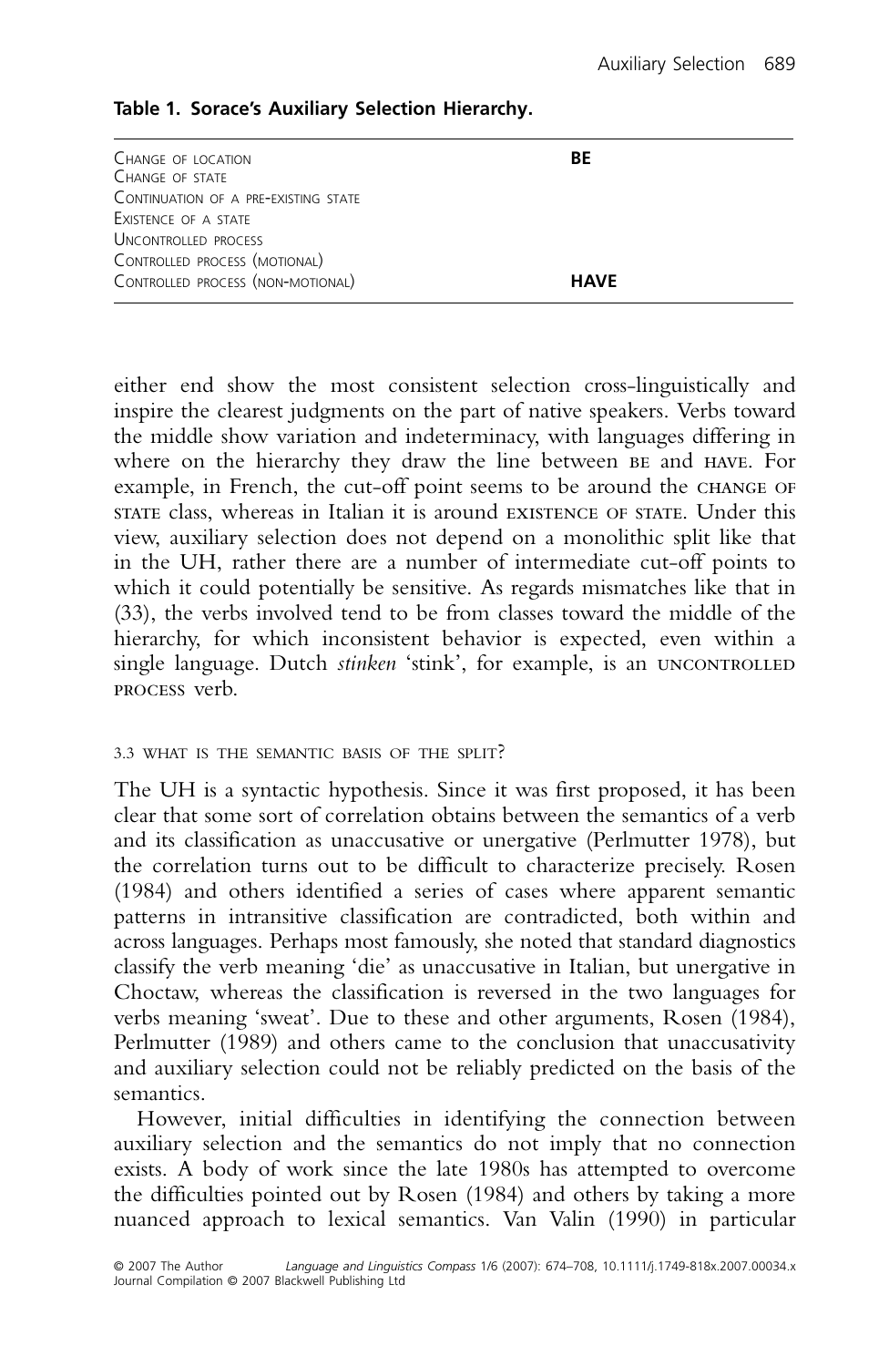**Table 1. Sorace's Auxiliary Selection Hierarchy.**

| | |
|---|---|
| CHANGE OF LOCATION | **BE** |
| CHANGE OF STATE | |
| CONTINUATION OF A PRE-EXISTING STATE | |
| EXISTENCE OF A STATE | |
| UNCONTROLLED PROCESS | |
| CONTROLLED PROCESS (MOTIONAL) | |
| CONTROLLED PROCESS (NON-MOTIONAL) | **HAVE** |

either end show the most consistent selection cross-linguistically and inspire the clearest judgments on the part of native speakers. Verbs toward the middle show variation and indeterminacy, with languages differing in where on the hierarchy they draw the line between BE and HAVE. For example, in French, the cut-off point seems to be around the CHANGE OF STATE class, whereas in Italian it is around EXISTENCE OF STATE. Under this view, auxiliary selection does not depend on a monolithic split like that in the UH, rather there are a number of intermediate cut-off points to which it could potentially be sensitive. As regards mismatches like that in (33), the verbs involved tend to be from classes toward the middle of the hierarchy, for which inconsistent behavior is expected, even within a single language. Dutch *stinken* 'stink', for example, is an UNCONTROLLED PROCESS verb.

### 3.3 WHAT IS THE SEMANTIC BASIS OF THE SPLIT?

The UH is a syntactic hypothesis. Since it was first proposed, it has been clear that some sort of correlation obtains between the semantics of a verb and its classification as unaccusative or unergative (Perlmutter 1978), but the correlation turns out to be difficult to characterize precisely. Rosen (1984) and others identified a series of cases where apparent semantic patterns in intransitive classification are contradicted, both within and across languages. Perhaps most famously, she noted that standard diagnostics classify the verb meaning 'die' as unaccusative in Italian, but unergative in Choctaw, whereas the classification is reversed in the two languages for verbs meaning 'sweat'. Due to these and other arguments, Rosen (1984), Perlmutter (1989) and others came to the conclusion that unaccusativity and auxiliary selection could not be reliably predicted on the basis of the semantics.

However, initial difficulties in identifying the connection between auxiliary selection and the semantics do not imply that no connection exists. A body of work since the late 1980s has attempted to overcome the difficulties pointed out by Rosen (1984) and others by taking a more nuanced approach to lexical semantics. Van Valin (1990) in particular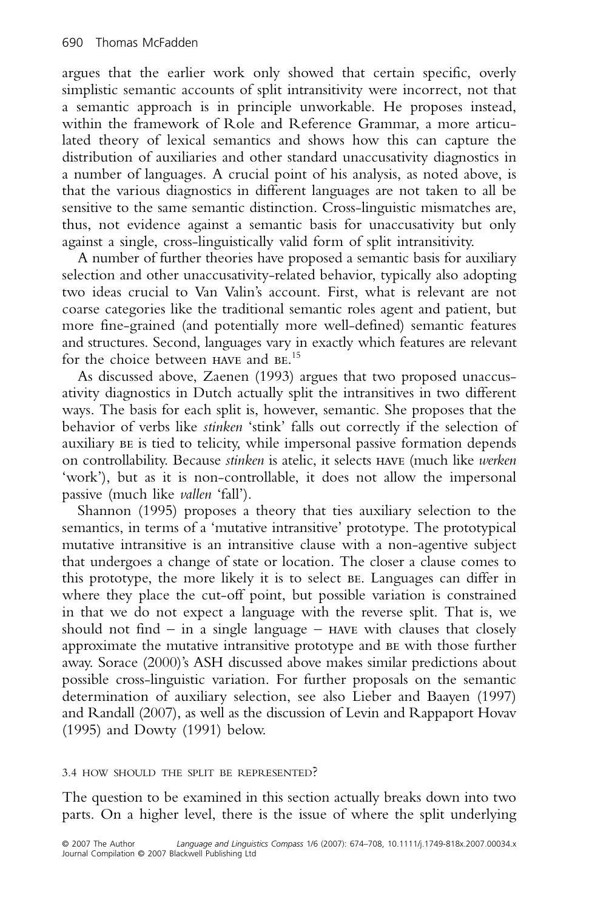argues that the earlier work only showed that certain specific, overly simplistic semantic accounts of split intransitivity were incorrect, not that a semantic approach is in principle unworkable. He proposes instead, within the framework of Role and Reference Grammar, a more articulated theory of lexical semantics and shows how this can capture the distribution of auxiliaries and other standard unaccusativity diagnostics in a number of languages. A crucial point of his analysis, as noted above, is that the various diagnostics in different languages are not taken to all be sensitive to the same semantic distinction. Cross-linguistic mismatches are, thus, not evidence against a semantic basis for unaccusativity but only against a single, cross-linguistically valid form of split intransitivity.

A number of further theories have proposed a semantic basis for auxiliary selection and other unaccusativity-related behavior, typically also adopting two ideas crucial to Van Valin's account. First, what is relevant are not coarse categories like the traditional semantic roles agent and patient, but more fine-grained (and potentially more well-defined) semantic features and structures. Second, languages vary in exactly which features are relevant for the choice between HAVE and BE.[15]

As discussed above, Zaenen (1993) argues that two proposed unaccusativity diagnostics in Dutch actually split the intransitives in two different ways. The basis for each split is, however, semantic. She proposes that the behavior of verbs like *stinken* 'stink' falls out correctly if the selection of auxiliary BE is tied to telicity, while impersonal passive formation depends on controllability. Because *stinken* is atelic, it selects HAVE (much like *werken* 'work'), but as it is non-controllable, it does not allow the impersonal passive (much like *vallen* 'fall').

Shannon (1995) proposes a theory that ties auxiliary selection to the semantics, in terms of a 'mutative intransitive' prototype. The prototypical mutative intransitive is an intransitive clause with a non-agentive subject that undergoes a change of state or location. The closer a clause comes to this prototype, the more likely it is to select BE. Languages can differ in where they place the cut-off point, but possible variation is constrained in that we do not expect a language with the reverse split. That is, we should not find – in a single language – HAVE with clauses that closely approximate the mutative intransitive prototype and BE with those further away. Sorace (2000)'s ASH discussed above makes similar predictions about possible cross-linguistic variation. For further proposals on the semantic determination of auxiliary selection, see also Lieber and Baayen (1997) and Randall (2007), as well as the discussion of Levin and Rappaport Hovav (1995) and Dowty (1991) below.

### 3.4 HOW SHOULD THE SPLIT BE REPRESENTED?

The question to be examined in this section actually breaks down into two parts. On a higher level, there is the issue of where the split underlying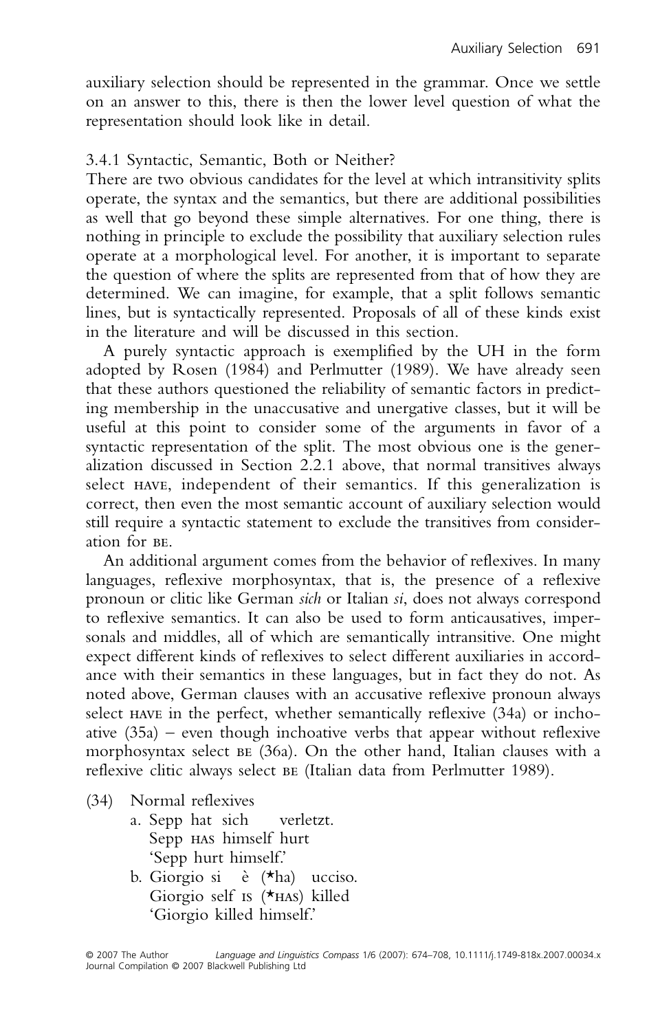auxiliary selection should be represented in the grammar. Once we settle on an answer to this, there is then the lower level question of what the representation should look like in detail.

### 3.4.1 Syntactic, Semantic, Both or Neither?

There are two obvious candidates for the level at which intransitivity splits operate, the syntax and the semantics, but there are additional possibilities as well that go beyond these simple alternatives. For one thing, there is nothing in principle to exclude the possibility that auxiliary selection rules operate at a morphological level. For another, it is important to separate the question of where the splits are represented from that of how they are determined. We can imagine, for example, that a split follows semantic lines, but is syntactically represented. Proposals of all of these kinds exist in the literature and will be discussed in this section.

A purely syntactic approach is exemplified by the UH in the form adopted by Rosen (1984) and Perlmutter (1989). We have already seen that these authors questioned the reliability of semantic factors in predicting membership in the unaccusative and unergative classes, but it will be useful at this point to consider some of the arguments in favor of a syntactic representation of the split. The most obvious one is the generalization discussed in Section 2.2.1 above, that normal transitives always select HAVE, independent of their semantics. If this generalization is correct, then even the most semantic account of auxiliary selection would still require a syntactic statement to exclude the transitives from consideration for BE.

An additional argument comes from the behavior of reflexives. In many languages, reflexive morphosyntax, that is, the presence of a reflexive pronoun or clitic like German *sich* or Italian *si*, does not always correspond to reflexive semantics. It can also be used to form anticausatives, impersonals and middles, all of which are semantically intransitive. One might expect different kinds of reflexives to select different auxiliaries in accordance with their semantics in these languages, but in fact they do not. As noted above, German clauses with an accusative reflexive pronoun always select HAVE in the perfect, whether semantically reflexive (34a) or inchoative (35a) – even though inchoative verbs that appear without reflexive morphosyntax select BE (36a). On the other hand, Italian clauses with a reflexive clitic always select BE (Italian data from Perlmutter 1989).

(34) Normal reflexives

a. Sepp hat sich verletzt.
   Sepp HAS himself hurt
   'Sepp hurt himself.'

b. Giorgio si è (*ha) ucciso.
   Giorgio self IS (*HAS) killed
   'Giorgio killed himself.'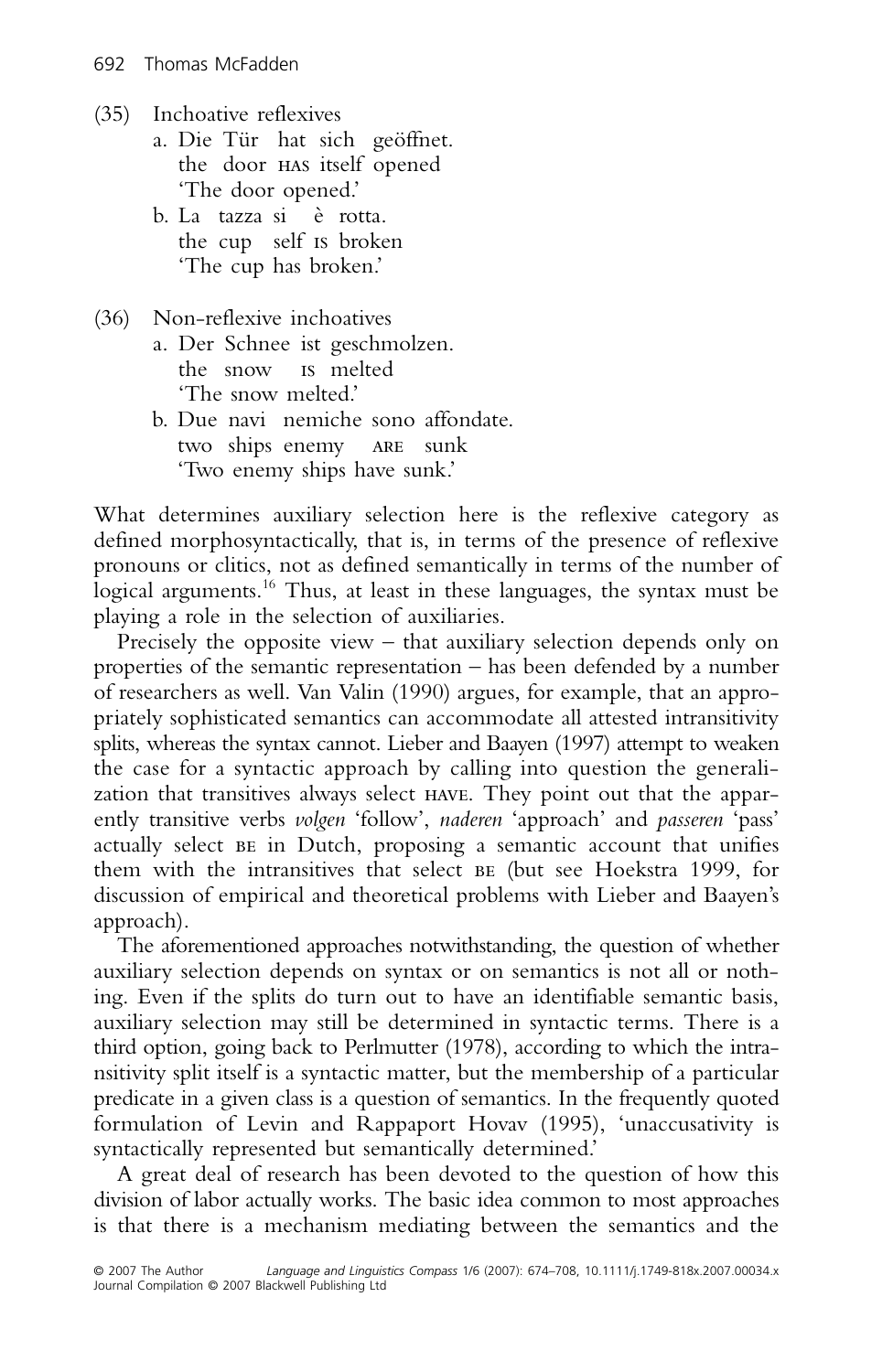(35) Inchoative reflexives

a. Die Tür hat sich geöffnet.
   the door HAS itself opened
   'The door opened.'

b. La tazza si è rotta.
   the cup self IS broken
   'The cup has broken.'

(36) Non-reflexive inchoatives

a. Der Schnee ist geschmolzen.
   the snow IS melted
   'The snow melted.'

b. Due navi nemiche sono affondate.
   two ships enemy ARE sunk
   'Two enemy ships have sunk.'

What determines auxiliary selection here is the reflexive category as defined morphosyntactically, that is, in terms of the presence of reflexive pronouns or clitics, not as defined semantically in terms of the number of logical arguments.[16] Thus, at least in these languages, the syntax must be playing a role in the selection of auxiliaries.

Precisely the opposite view – that auxiliary selection depends only on properties of the semantic representation – has been defended by a number of researchers as well. Van Valin (1990) argues, for example, that an appropriately sophisticated semantics can accommodate all attested intransitivity splits, whereas the syntax cannot. Lieber and Baayen (1997) attempt to weaken the case for a syntactic approach by calling into question the generalization that transitives always select HAVE. They point out that the apparently transitive verbs *volgen* 'follow', *naderen* 'approach' and *passeren* 'pass' actually select BE in Dutch, proposing a semantic account that unifies them with the intransitives that select BE (but see Hoekstra 1999, for discussion of empirical and theoretical problems with Lieber and Baayen's approach).

The aforementioned approaches notwithstanding, the question of whether auxiliary selection depends on syntax or on semantics is not all or nothing. Even if the splits do turn out to have an identifiable semantic basis, auxiliary selection may still be determined in syntactic terms. There is a third option, going back to Perlmutter (1978), according to which the intransitivity split itself is a syntactic matter, but the membership of a particular predicate in a given class is a question of semantics. In the frequently quoted formulation of Levin and Rappaport Hovav (1995), 'unaccusativity is syntactically represented but semantically determined.'

A great deal of research has been devoted to the question of how this division of labor actually works. The basic idea common to most approaches is that there is a mechanism mediating between the semantics and the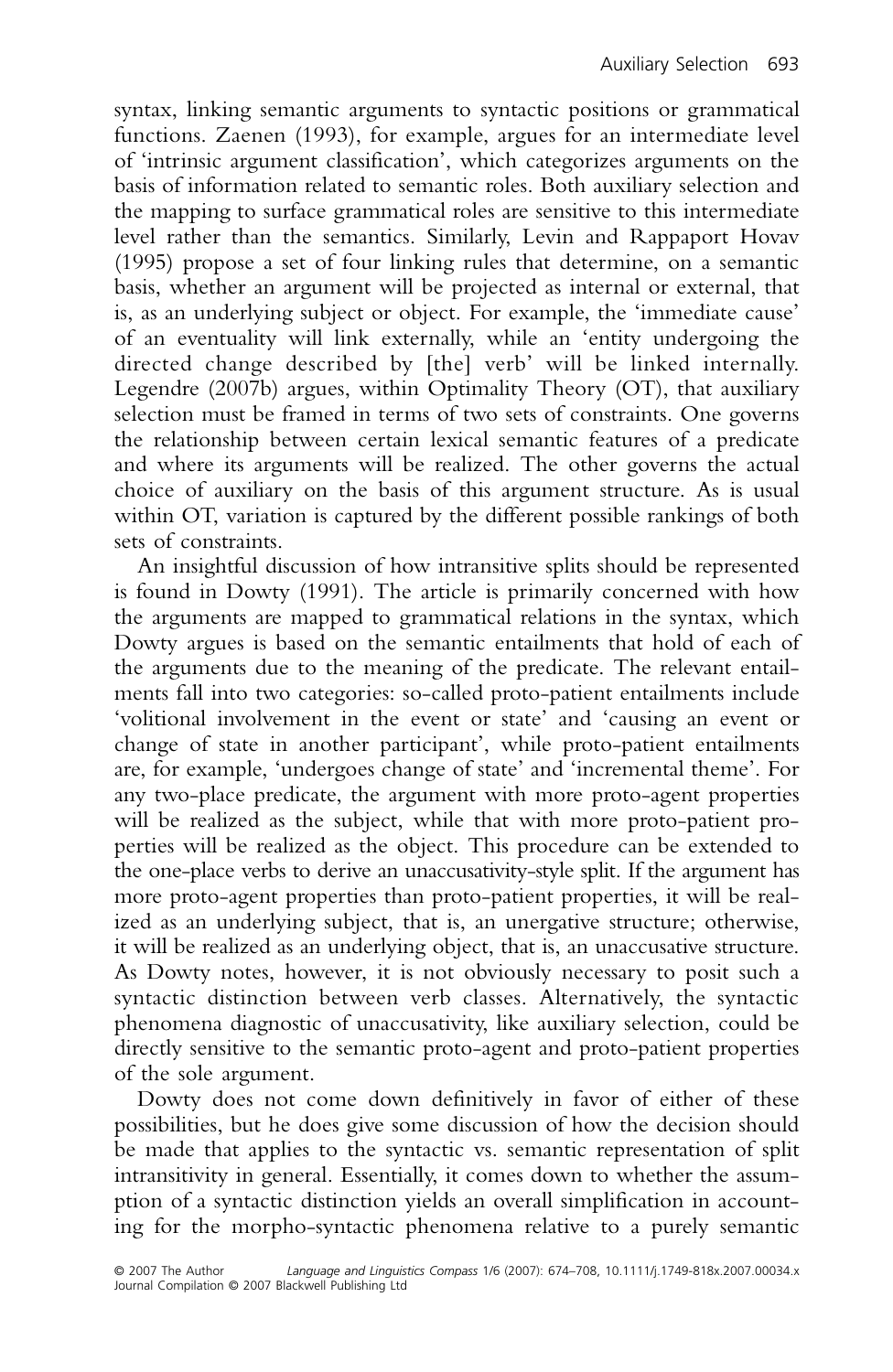syntax, linking semantic arguments to syntactic positions or grammatical functions. Zaenen (1993), for example, argues for an intermediate level of 'intrinsic argument classification', which categorizes arguments on the basis of information related to semantic roles. Both auxiliary selection and the mapping to surface grammatical roles are sensitive to this intermediate level rather than the semantics. Similarly, Levin and Rappaport Hovav (1995) propose a set of four linking rules that determine, on a semantic basis, whether an argument will be projected as internal or external, that is, as an underlying subject or object. For example, the 'immediate cause' of an eventuality will link externally, while an 'entity undergoing the directed change described by [the] verb' will be linked internally. Legendre (2007b) argues, within Optimality Theory (OT), that auxiliary selection must be framed in terms of two sets of constraints. One governs the relationship between certain lexical semantic features of a predicate and where its arguments will be realized. The other governs the actual choice of auxiliary on the basis of this argument structure. As is usual within OT, variation is captured by the different possible rankings of both sets of constraints.

An insightful discussion of how intransitive splits should be represented is found in Dowty (1991). The article is primarily concerned with how the arguments are mapped to grammatical relations in the syntax, which Dowty argues is based on the semantic entailments that hold of each of the arguments due to the meaning of the predicate. The relevant entailments fall into two categories: so-called proto-patient entailments include 'volitional involvement in the event or state' and 'causing an event or change of state in another participant', while proto-patient entailments are, for example, 'undergoes change of state' and 'incremental theme'. For any two-place predicate, the argument with more proto-agent properties will be realized as the subject, while that with more proto-patient properties will be realized as the object. This procedure can be extended to the one-place verbs to derive an unaccusativity-style split. If the argument has more proto-agent properties than proto-patient properties, it will be realized as an underlying subject, that is, an unergative structure; otherwise, it will be realized as an underlying object, that is, an unaccusative structure. As Dowty notes, however, it is not obviously necessary to posit such a syntactic distinction between verb classes. Alternatively, the syntactic phenomena diagnostic of unaccusativity, like auxiliary selection, could be directly sensitive to the semantic proto-agent and proto-patient properties of the sole argument.

Dowty does not come down definitively in favor of either of these possibilities, but he does give some discussion of how the decision should be made that applies to the syntactic vs. semantic representation of split intransitivity in general. Essentially, it comes down to whether the assumption of a syntactic distinction yields an overall simplification in accounting for the morpho-syntactic phenomena relative to a purely semantic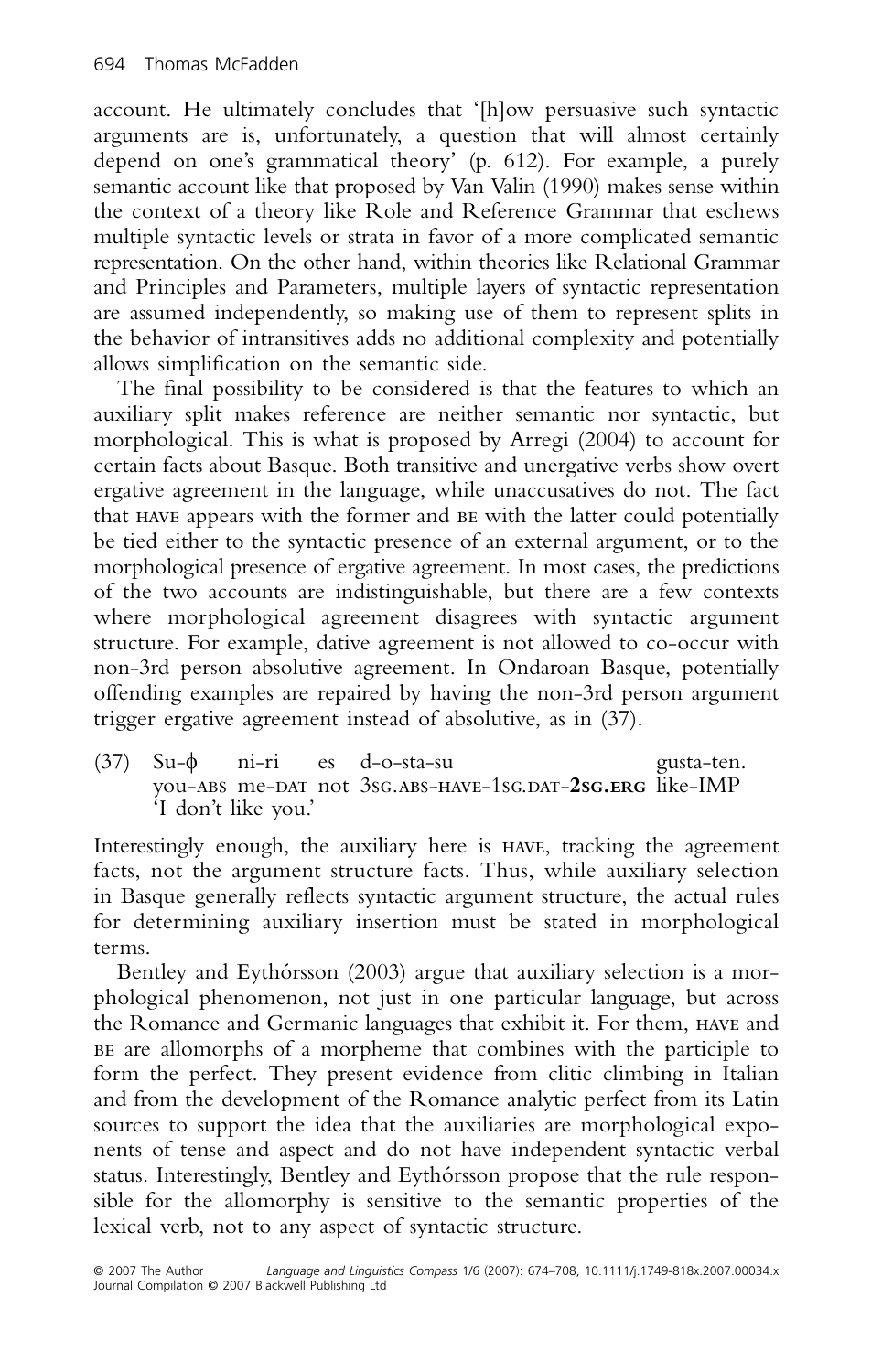account. He ultimately concludes that '[h]ow persuasive such syntactic arguments are is, unfortunately, a question that will almost certainly depend on one's grammatical theory' (p. 612). For example, a purely semantic account like that proposed by Van Valin (1990) makes sense within the context of a theory like Role and Reference Grammar that eschews multiple syntactic levels or strata in favor of a more complicated semantic representation. On the other hand, within theories like Relational Grammar and Principles and Parameters, multiple layers of syntactic representation are assumed independently, so making use of them to represent splits in the behavior of intransitives adds no additional complexity and potentially allows simplification on the semantic side.

The final possibility to be considered is that the features to which an auxiliary split makes reference are neither semantic nor syntactic, but morphological. This is what is proposed by Arregi (2004) to account for certain facts about Basque. Both transitive and unergative verbs show overt ergative agreement in the language, while unaccusatives do not. The fact that HAVE appears with the former and BE with the latter could potentially be tied either to the syntactic presence of an external argument, or to the morphological presence of ergative agreement. In most cases, the predictions of the two accounts are indistinguishable, but there are a few contexts where morphological agreement disagrees with syntactic argument structure. For example, dative agreement is not allowed to co-occur with non-3rd person absolutive agreement. In Ondaroan Basque, potentially offending examples are repaired by having the non-3rd person argument trigger ergative agreement instead of absolutive, as in (37).

(37) Su-ϕ ni-ri es d-o-sta-su gusta-ten.
you-ABS me-DAT not 3SG.ABS-HAVE-1SG.DAT-**2SG.ERG** like-IMP
'I don't like you.'

Interestingly enough, the auxiliary here is HAVE, tracking the agreement facts, not the argument structure facts. Thus, while auxiliary selection in Basque generally reflects syntactic argument structure, the actual rules for determining auxiliary insertion must be stated in morphological terms.

Bentley and Eythórsson (2003) argue that auxiliary selection is a morphological phenomenon, not just in one particular language, but across the Romance and Germanic languages that exhibit it. For them, HAVE and BE are allomorphs of a morpheme that combines with the participle to form the perfect. They present evidence from clitic climbing in Italian and from the development of the Romance analytic perfect from its Latin sources to support the idea that the auxiliaries are morphological exponents of tense and aspect and do not have independent syntactic verbal status. Interestingly, Bentley and Eythórsson propose that the rule responsible for the allomorphy is sensitive to the semantic properties of the lexical verb, not to any aspect of syntactic structure.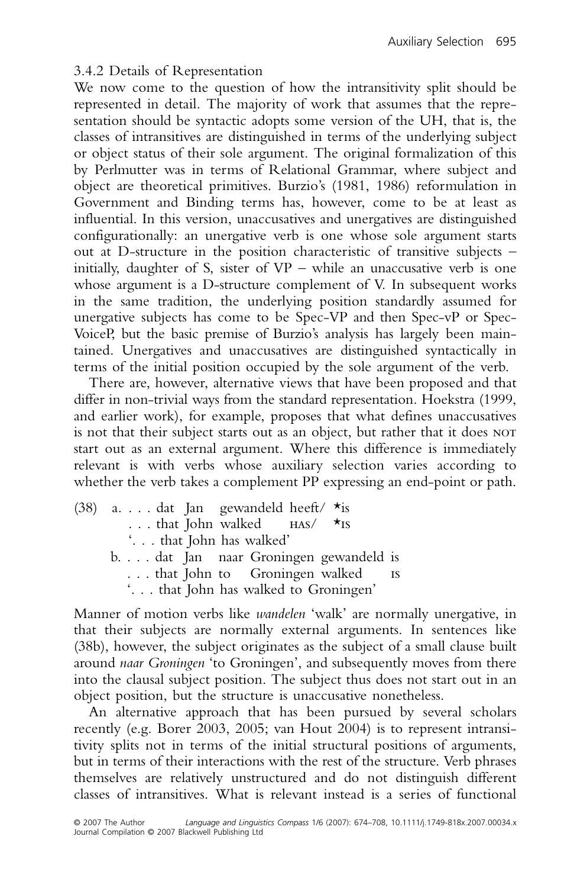### 3.4.2 Details of Representation

We now come to the question of how the intransitivity split should be represented in detail. The majority of work that assumes that the representation should be syntactic adopts some version of the UH, that is, the classes of intransitives are distinguished in terms of the underlying subject or object status of their sole argument. The original formalization of this by Perlmutter was in terms of Relational Grammar, where subject and object are theoretical primitives. Burzio's (1981, 1986) reformulation in Government and Binding terms has, however, come to be at least as influential. In this version, unaccusatives and unergatives are distinguished configurationally: an unergative verb is one whose sole argument starts out at D-structure in the position characteristic of transitive subjects – initially, daughter of S, sister of VP – while an unaccusative verb is one whose argument is a D-structure complement of V. In subsequent works in the same tradition, the underlying position standardly assumed for unergative subjects has come to be Spec-VP and then Spec-vP or Spec-VoiceP, but the basic premise of Burzio's analysis has largely been maintained. Unergatives and unaccusatives are distinguished syntactically in terms of the initial position occupied by the sole argument of the verb.

There are, however, alternative views that have been proposed and that differ in non-trivial ways from the standard representation. Hoekstra (1999, and earlier work), for example, proposes that what defines unaccusatives is not that their subject starts out as an object, but rather that it does NOT start out as an external argument. Where this difference is immediately relevant is with verbs whose auxiliary selection varies according to whether the verb takes a complement PP expressing an end-point or path.

(38) a. . . . dat Jan gewandeld heeft/ *is
   . . . that John walked HAS/ *IS
   '. . . that John has walked'

b. . . . dat Jan naar Groningen gewandeld is
   . . . that John to Groningen walked IS
   '. . . that John has walked to Groningen'

Manner of motion verbs like *wandelen* 'walk' are normally unergative, in that their subjects are normally external arguments. In sentences like (38b), however, the subject originates as the subject of a small clause built around *naar Groningen* 'to Groningen', and subsequently moves from there into the clausal subject position. The subject thus does not start out in an object position, but the structure is unaccusative nonetheless.

An alternative approach that has been pursued by several scholars recently (e.g. Borer 2003, 2005; van Hout 2004) is to represent intransitivity splits not in terms of the initial structural positions of arguments, but in terms of their interactions with the rest of the structure. Verb phrases themselves are relatively unstructured and do not distinguish different classes of intransitives. What is relevant instead is a series of functional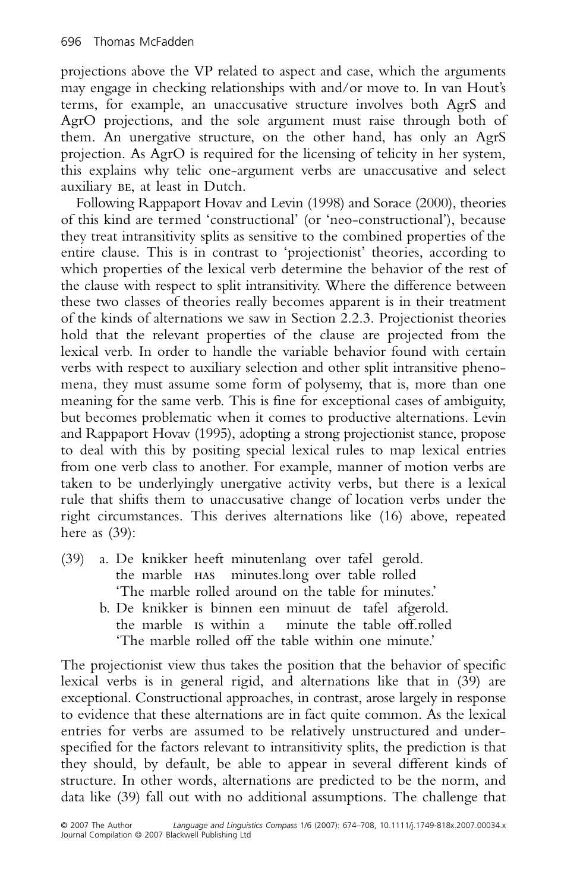projections above the VP related to aspect and case, which the arguments may engage in checking relationships with and/or move to. In van Hout's terms, for example, an unaccusative structure involves both AgrS and AgrO projections, and the sole argument must raise through both of them. An unergative structure, on the other hand, has only an AgrS projection. As AgrO is required for the licensing of telicity in her system, this explains why telic one-argument verbs are unaccusative and select auxiliary BE, at least in Dutch.

Following Rappaport Hovav and Levin (1998) and Sorace (2000), theories of this kind are termed 'constructional' (or 'neo-constructional'), because they treat intransitivity splits as sensitive to the combined properties of the entire clause. This is in contrast to 'projectionist' theories, according to which properties of the lexical verb determine the behavior of the rest of the clause with respect to split intransitivity. Where the difference between these two classes of theories really becomes apparent is in their treatment of the kinds of alternations we saw in Section 2.2.3. Projectionist theories hold that the relevant properties of the clause are projected from the lexical verb. In order to handle the variable behavior found with certain verbs with respect to auxiliary selection and other split intransitive phenomena, they must assume some form of polysemy, that is, more than one meaning for the same verb. This is fine for exceptional cases of ambiguity, but becomes problematic when it comes to productive alternations. Levin and Rappaport Hovav (1995), adopting a strong projectionist stance, propose to deal with this by positing special lexical rules to map lexical entries from one verb class to another. For example, manner of motion verbs are taken to be underlyingly unergative activity verbs, but there is a lexical rule that shifts them to unaccusative change of location verbs under the right circumstances. This derives alternations like (16) above, repeated here as (39):

(39) a. De knikker heeft minutenlang over tafel gerold.
the marble HAS minutes.long over table rolled
'The marble rolled around on the table for minutes.'

b. De knikker is binnen een minuut de tafel afgerold.
the marble IS within a minute the table off.rolled
'The marble rolled off the table within one minute.'

The projectionist view thus takes the position that the behavior of specific lexical verbs is in general rigid, and alternations like that in (39) are exceptional. Constructional approaches, in contrast, arose largely in response to evidence that these alternations are in fact quite common. As the lexical entries for verbs are assumed to be relatively unstructured and underspecified for the factors relevant to intransitivity splits, the prediction is that they should, by default, be able to appear in several different kinds of structure. In other words, alternations are predicted to be the norm, and data like (39) fall out with no additional assumptions. The challenge that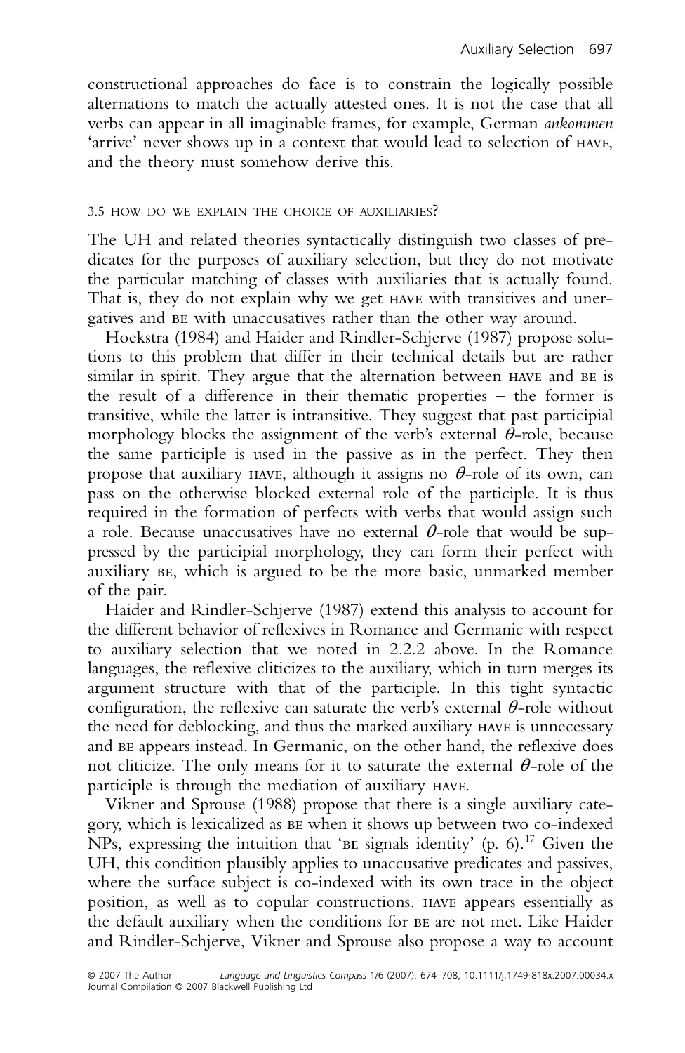constructional approaches do face is to constrain the logically possible alternations to match the actually attested ones. It is not the case that all verbs can appear in all imaginable frames, for example, German *ankommen* 'arrive' never shows up in a context that would lead to selection of HAVE, and the theory must somehow derive this.

### 3.5 HOW DO WE EXPLAIN THE CHOICE OF AUXILIARIES?

The UH and related theories syntactically distinguish two classes of predicates for the purposes of auxiliary selection, but they do not motivate the particular matching of classes with auxiliaries that is actually found. That is, they do not explain why we get HAVE with transitives and unergatives and BE with unaccusatives rather than the other way around.

Hoekstra (1984) and Haider and Rindler-Schjerve (1987) propose solutions to this problem that differ in their technical details but are rather similar in spirit. They argue that the alternation between HAVE and BE is the result of a difference in their thematic properties – the former is transitive, while the latter is intransitive. They suggest that past participial morphology blocks the assignment of the verb's external $\theta$-role, because the same participle is used in the passive as in the perfect. They then propose that auxiliary HAVE, although it assigns no $\theta$-role of its own, can pass on the otherwise blocked external role of the participle. It is thus required in the formation of perfects with verbs that would assign such a role. Because unaccusatives have no external $\theta$-role that would be suppressed by the participial morphology, they can form their perfect with auxiliary BE, which is argued to be the more basic, unmarked member of the pair.

Haider and Rindler-Schjerve (1987) extend this analysis to account for the different behavior of reflexives in Romance and Germanic with respect to auxiliary selection that we noted in 2.2.2 above. In the Romance languages, the reflexive cliticizes to the auxiliary, which in turn merges its argument structure with that of the participle. In this tight syntactic configuration, the reflexive can saturate the verb's external $\theta$-role without the need for deblocking, and thus the marked auxiliary HAVE is unnecessary and BE appears instead. In Germanic, on the other hand, the reflexive does not cliticize. The only means for it to saturate the external $\theta$-role of the participle is through the mediation of auxiliary HAVE.

Vikner and Sprouse (1988) propose that there is a single auxiliary category, which is lexicalized as BE when it shows up between two co-indexed NPs, expressing the intuition that 'BE signals identity' (p. 6).[17] Given the UH, this condition plausibly applies to unaccusative predicates and passives, where the surface subject is co-indexed with its own trace in the object position, as well as to copular constructions. HAVE appears essentially as the default auxiliary when the conditions for BE are not met. Like Haider and Rindler-Schjerve, Vikner and Sprouse also propose a way to account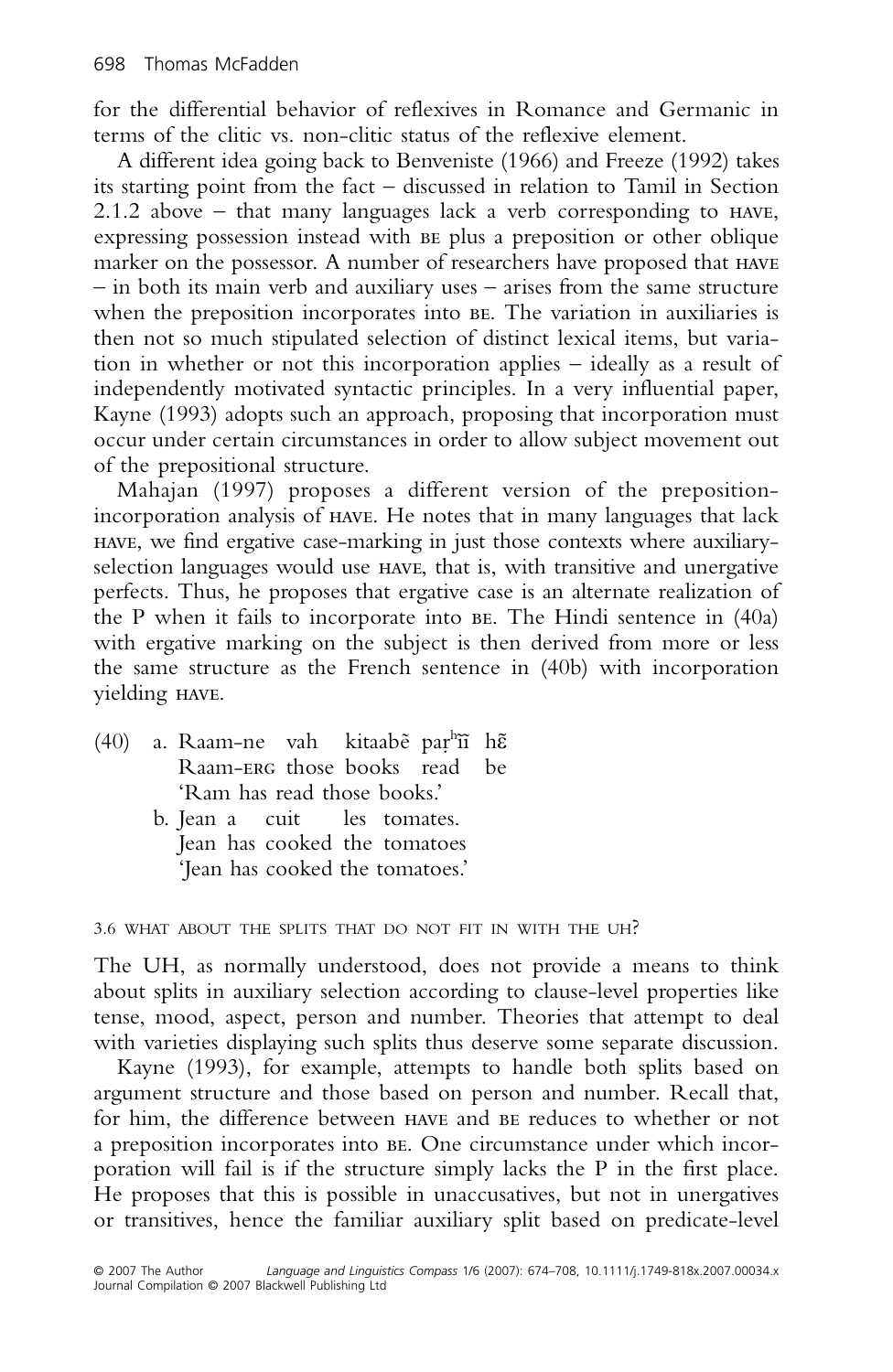for the differential behavior of reflexives in Romance and Germanic in terms of the clitic vs. non-clitic status of the reflexive element.

A different idea going back to Benveniste (1966) and Freeze (1992) takes its starting point from the fact – discussed in relation to Tamil in Section 2.1.2 above – that many languages lack a verb corresponding to HAVE, expressing possession instead with BE plus a preposition or other oblique marker on the possessor. A number of researchers have proposed that HAVE – in both its main verb and auxiliary uses – arises from the same structure when the preposition incorporates into BE. The variation in auxiliaries is then not so much stipulated selection of distinct lexical items, but variation in whether or not this incorporation applies – ideally as a result of independently motivated syntactic principles. In a very influential paper, Kayne (1993) adopts such an approach, proposing that incorporation must occur under certain circumstances in order to allow subject movement out of the prepositional structure.

Mahajan (1997) proposes a different version of the preposition-incorporation analysis of HAVE. He notes that in many languages that lack HAVE, we find ergative case-marking in just those contexts where auxiliary-selection languages would use HAVE, that is, with transitive and unergative perfects. Thus, he proposes that ergative case is an alternate realization of the P when it fails to incorporate into BE. The Hindi sentence in (40a) with ergative marking on the subject is then derived from more or less the same structure as the French sentence in (40b) with incorporation yielding HAVE.

(40) a. Raam-ne vah kitaabẽ paṛʰĩĩ hɛ̃
Raam-ERG those books read be
'Ram has read those books.'

b. Jean a cuit les tomates.
Jean has cooked the tomatoes
'Jean has cooked the tomatoes.'

### 3.6 WHAT ABOUT THE SPLITS THAT DO NOT FIT IN WITH THE UH?

The UH, as normally understood, does not provide a means to think about splits in auxiliary selection according to clause-level properties like tense, mood, aspect, person and number. Theories that attempt to deal with varieties displaying such splits thus deserve some separate discussion.

Kayne (1993), for example, attempts to handle both splits based on argument structure and those based on person and number. Recall that, for him, the difference between HAVE and BE reduces to whether or not a preposition incorporates into BE. One circumstance under which incorporation will fail is if the structure simply lacks the P in the first place. He proposes that this is possible in unaccusatives, but not in unergatives or transitives, hence the familiar auxiliary split based on predicate-level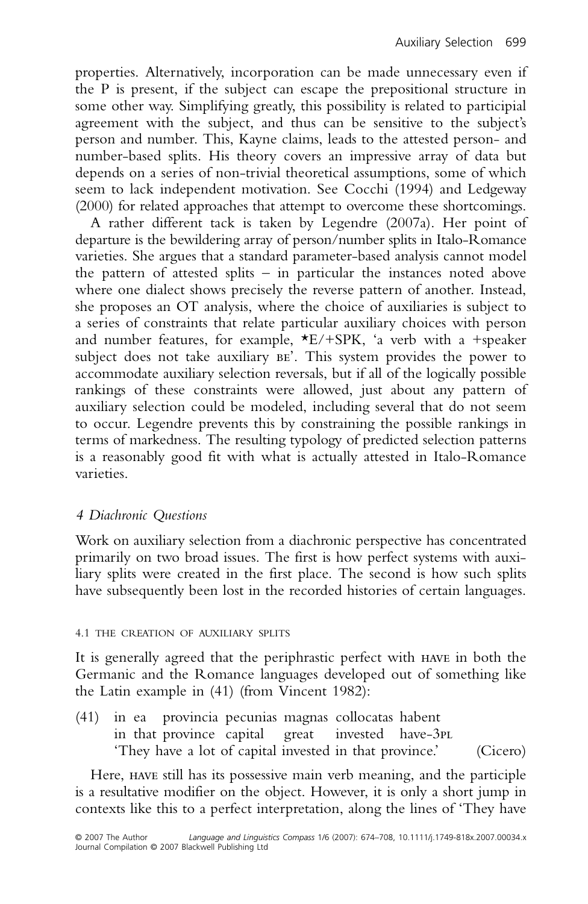properties. Alternatively, incorporation can be made unnecessary even if the P is present, if the subject can escape the prepositional structure in some other way. Simplifying greatly, this possibility is related to participial agreement with the subject, and thus can be sensitive to the subject's person and number. This, Kayne claims, leads to the attested person- and number-based splits. His theory covers an impressive array of data but depends on a series of non-trivial theoretical assumptions, some of which seem to lack independent motivation. See Cocchi (1994) and Ledgeway (2000) for related approaches that attempt to overcome these shortcomings.

A rather different tack is taken by Legendre (2007a). Her point of departure is the bewildering array of person/number splits in Italo-Romance varieties. She argues that a standard parameter-based analysis cannot model the pattern of attested splits – in particular the instances noted above where one dialect shows precisely the reverse pattern of another. Instead, she proposes an OT analysis, where the choice of auxiliaries is subject to a series of constraints that relate particular auxiliary choices with person and number features, for example, *E/+SPK, 'a verb with a +speaker subject does not take auxiliary BE'. This system provides the power to accommodate auxiliary selection reversals, but if all of the logically possible rankings of these constraints were allowed, just about any pattern of auxiliary selection could be modeled, including several that do not seem to occur. Legendre prevents this by constraining the possible rankings in terms of markedness. The resulting typology of predicted selection patterns is a reasonably good fit with what is actually attested in Italo-Romance varieties.

## *4 Diachronic Questions*

Work on auxiliary selection from a diachronic perspective has concentrated primarily on two broad issues. The first is how perfect systems with auxiliary splits were created in the first place. The second is how such splits have subsequently been lost in the recorded histories of certain languages.

### 4.1 THE CREATION OF AUXILIARY SPLITS

It is generally agreed that the periphrastic perfect with HAVE in both the Germanic and the Romance languages developed out of something like the Latin example in (41) (from Vincent 1982):

(41) in ea provincia pecunias magnas collocatas habent
in that province capital great invested have-3PL
'They have a lot of capital invested in that province.' (Cicero)

Here, HAVE still has its possessive main verb meaning, and the participle is a resultative modifier on the object. However, it is only a short jump in contexts like this to a perfect interpretation, along the lines of 'They have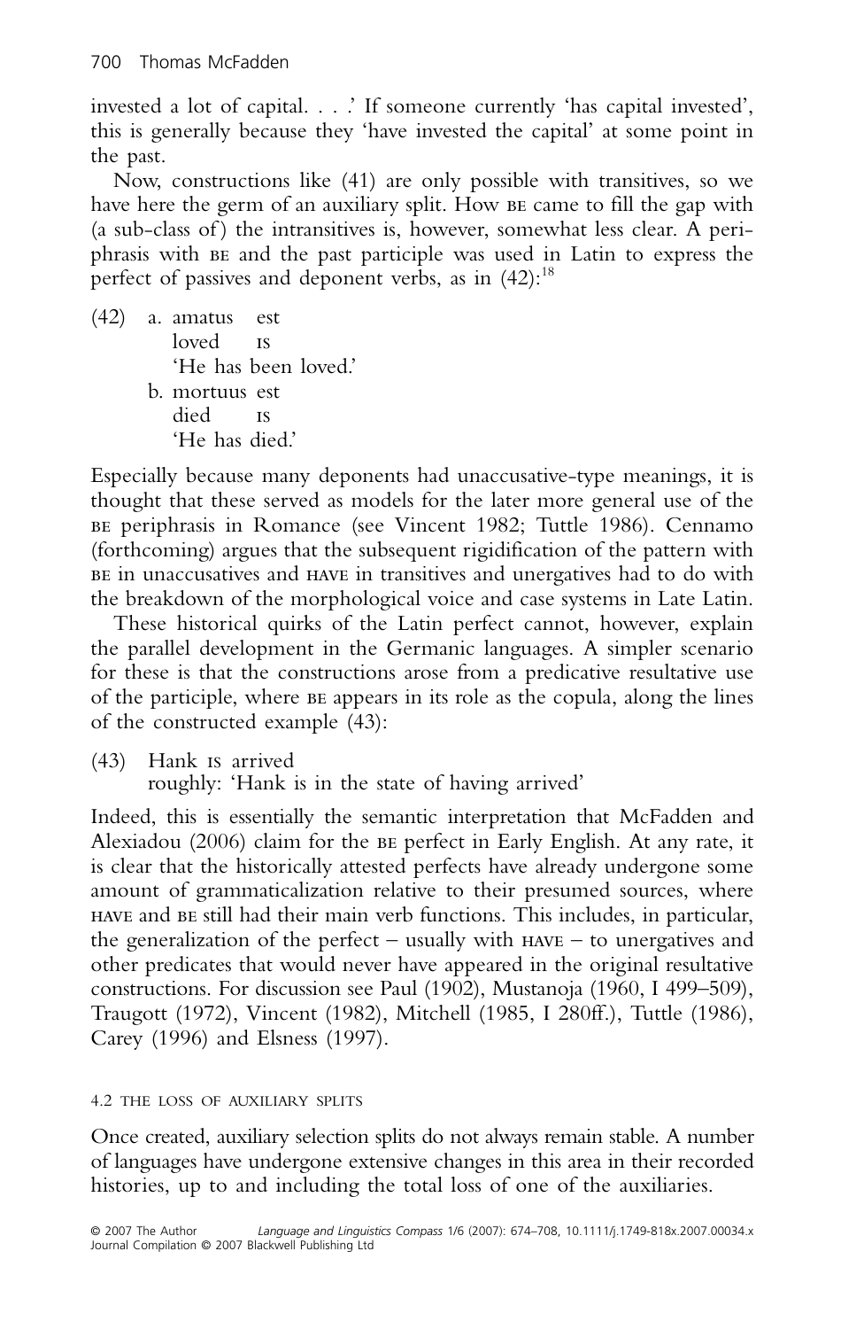invested a lot of capital. . . .' If someone currently 'has capital invested', this is generally because they 'have invested the capital' at some point in the past.

Now, constructions like (41) are only possible with transitives, so we have here the germ of an auxiliary split. How BE came to fill the gap with (a sub-class of) the intransitives is, however, somewhat less clear. A periphrasis with BE and the past participle was used in Latin to express the perfect of passives and deponent verbs, as in (42):[18]

(42) a. amatus est
 loved IS
 'He has been loved.'
 b. mortuus est
 died IS
 'He has died.'

Especially because many deponents had unaccusative-type meanings, it is thought that these served as models for the later more general use of the BE periphrasis in Romance (see Vincent 1982; Tuttle 1986). Cennamo (forthcoming) argues that the subsequent rigidification of the pattern with BE in unaccusatives and HAVE in transitives and unergatives had to do with the breakdown of the morphological voice and case systems in Late Latin.

These historical quirks of the Latin perfect cannot, however, explain the parallel development in the Germanic languages. A simpler scenario for these is that the constructions arose from a predicative resultative use of the participle, where BE appears in its role as the copula, along the lines of the constructed example (43):

(43) Hank IS arrived
 roughly: 'Hank is in the state of having arrived'

Indeed, this is essentially the semantic interpretation that McFadden and Alexiadou (2006) claim for the BE perfect in Early English. At any rate, it is clear that the historically attested perfects have already undergone some amount of grammaticalization relative to their presumed sources, where HAVE and BE still had their main verb functions. This includes, in particular, the generalization of the perfect – usually with HAVE – to unergatives and other predicates that would never have appeared in the original resultative constructions. For discussion see Paul (1902), Mustanoja (1960, I 499–509), Traugott (1972), Vincent (1982), Mitchell (1985, I 280ff.), Tuttle (1986), Carey (1996) and Elsness (1997).

### 4.2 THE LOSS OF AUXILIARY SPLITS

Once created, auxiliary selection splits do not always remain stable. A number of languages have undergone extensive changes in this area in their recorded histories, up to and including the total loss of one of the auxiliaries.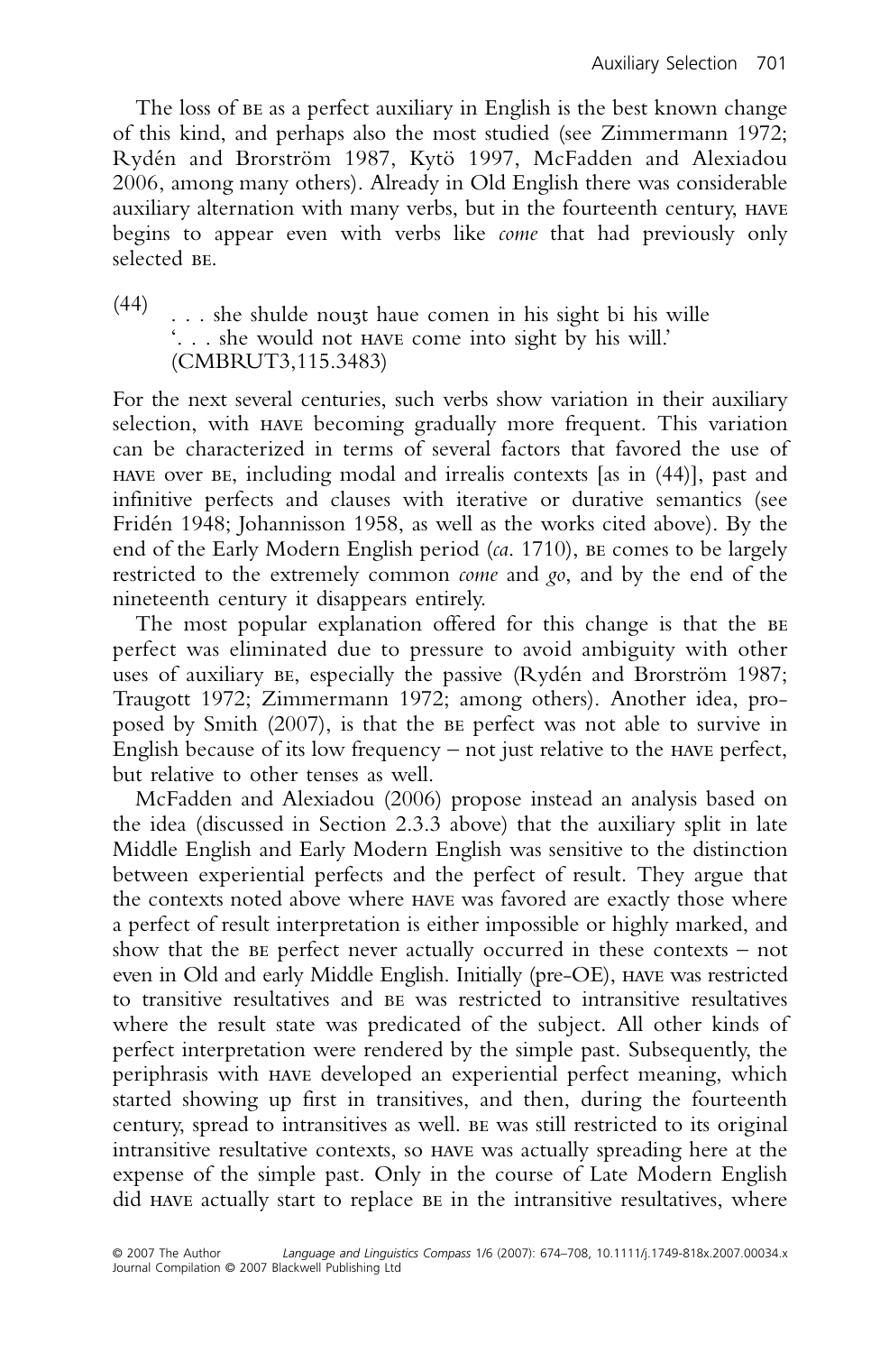The loss of BE as a perfect auxiliary in English is the best known change of this kind, and perhaps also the most studied (see Zimmermann 1972; Rydén and Brorström 1987, Kytö 1997, McFadden and Alexiadou 2006, among many others). Already in Old English there was considerable auxiliary alternation with many verbs, but in the fourteenth century, HAVE begins to appear even with verbs like *come* that had previously only selected BE.

(44) . . . she shulde nouȝt haue comen in his sight bi his wille
'. . . she would not HAVE come into sight by his will.'
(CMBRUT3,115.3483)

For the next several centuries, such verbs show variation in their auxiliary selection, with HAVE becoming gradually more frequent. This variation can be characterized in terms of several factors that favored the use of HAVE over BE, including modal and irrealis contexts [as in (44)], past and infinitive perfects and clauses with iterative or durative semantics (see Fridén 1948; Johannisson 1958, as well as the works cited above). By the end of the Early Modern English period (*ca*. 1710), BE comes to be largely restricted to the extremely common *come* and *go*, and by the end of the nineteenth century it disappears entirely.

The most popular explanation offered for this change is that the BE perfect was eliminated due to pressure to avoid ambiguity with other uses of auxiliary BE, especially the passive (Rydén and Brorström 1987; Traugott 1972; Zimmermann 1972; among others). Another idea, proposed by Smith (2007), is that the BE perfect was not able to survive in English because of its low frequency – not just relative to the HAVE perfect, but relative to other tenses as well.

McFadden and Alexiadou (2006) propose instead an analysis based on the idea (discussed in Section 2.3.3 above) that the auxiliary split in late Middle English and Early Modern English was sensitive to the distinction between experiential perfects and the perfect of result. They argue that the contexts noted above where HAVE was favored are exactly those where a perfect of result interpretation is either impossible or highly marked, and show that the BE perfect never actually occurred in these contexts – not even in Old and early Middle English. Initially (pre-OE), HAVE was restricted to transitive resultatives and BE was restricted to intransitive resultatives where the result state was predicated of the subject. All other kinds of perfect interpretation were rendered by the simple past. Subsequently, the periphrasis with HAVE developed an experiential perfect meaning, which started showing up first in transitives, and then, during the fourteenth century, spread to intransitives as well. BE was still restricted to its original intransitive resultative contexts, so HAVE was actually spreading here at the expense of the simple past. Only in the course of Late Modern English did HAVE actually start to replace BE in the intransitive resultatives, where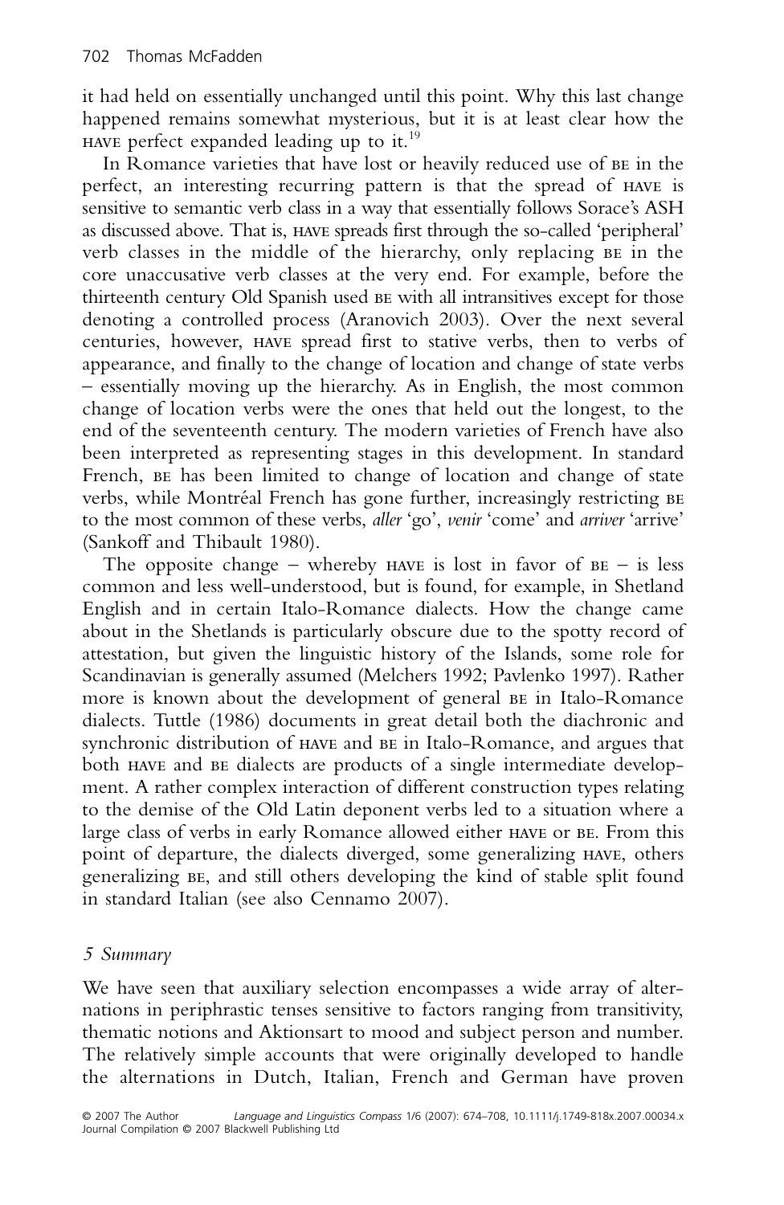it had held on essentially unchanged until this point. Why this last change happened remains somewhat mysterious, but it is at least clear how the HAVE perfect expanded leading up to it.[19]

In Romance varieties that have lost or heavily reduced use of BE in the perfect, an interesting recurring pattern is that the spread of HAVE is sensitive to semantic verb class in a way that essentially follows Sorace's ASH as discussed above. That is, HAVE spreads first through the so-called 'peripheral' verb classes in the middle of the hierarchy, only replacing BE in the core unaccusative verb classes at the very end. For example, before the thirteenth century Old Spanish used BE with all intransitives except for those denoting a controlled process (Aranovich 2003). Over the next several centuries, however, HAVE spread first to stative verbs, then to verbs of appearance, and finally to the change of location and change of state verbs – essentially moving up the hierarchy. As in English, the most common change of location verbs were the ones that held out the longest, to the end of the seventeenth century. The modern varieties of French have also been interpreted as representing stages in this development. In standard French, BE has been limited to change of location and change of state verbs, while Montréal French has gone further, increasingly restricting BE to the most common of these verbs, *aller* 'go', *venir* 'come' and *arriver* 'arrive' (Sankoff and Thibault 1980).

The opposite change – whereby HAVE is lost in favor of BE – is less common and less well-understood, but is found, for example, in Shetland English and in certain Italo-Romance dialects. How the change came about in the Shetlands is particularly obscure due to the spotty record of attestation, but given the linguistic history of the Islands, some role for Scandinavian is generally assumed (Melchers 1992; Pavlenko 1997). Rather more is known about the development of general BE in Italo-Romance dialects. Tuttle (1986) documents in great detail both the diachronic and synchronic distribution of HAVE and BE in Italo-Romance, and argues that both HAVE and BE dialects are products of a single intermediate development. A rather complex interaction of different construction types relating to the demise of the Old Latin deponent verbs led to a situation where a large class of verbs in early Romance allowed either HAVE or BE. From this point of departure, the dialects diverged, some generalizing HAVE, others generalizing BE, and still others developing the kind of stable split found in standard Italian (see also Cennamo 2007).

## *5 Summary*

We have seen that auxiliary selection encompasses a wide array of alternations in periphrastic tenses sensitive to factors ranging from transitivity, thematic notions and Aktionsart to mood and subject person and number. The relatively simple accounts that were originally developed to handle the alternations in Dutch, Italian, French and German have proven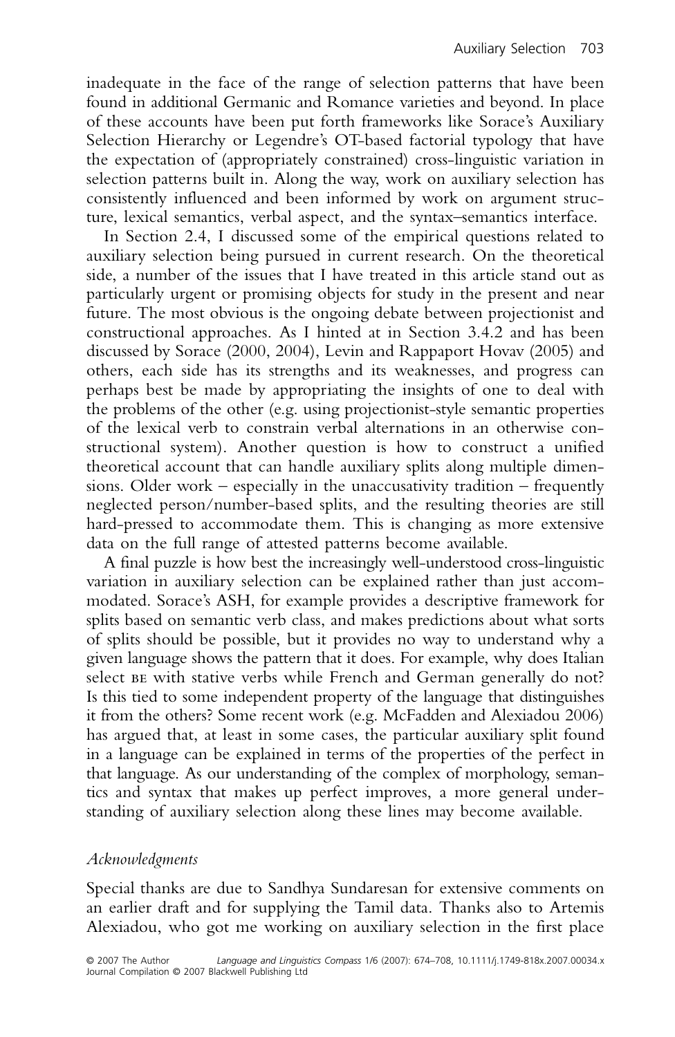inadequate in the face of the range of selection patterns that have been found in additional Germanic and Romance varieties and beyond. In place of these accounts have been put forth frameworks like Sorace's Auxiliary Selection Hierarchy or Legendre's OT-based factorial typology that have the expectation of (appropriately constrained) cross-linguistic variation in selection patterns built in. Along the way, work on auxiliary selection has consistently influenced and been informed by work on argument structure, lexical semantics, verbal aspect, and the syntax–semantics interface.

In Section 2.4, I discussed some of the empirical questions related to auxiliary selection being pursued in current research. On the theoretical side, a number of the issues that I have treated in this article stand out as particularly urgent or promising objects for study in the present and near future. The most obvious is the ongoing debate between projectionist and constructional approaches. As I hinted at in Section 3.4.2 and has been discussed by Sorace (2000, 2004), Levin and Rappaport Hovav (2005) and others, each side has its strengths and its weaknesses, and progress can perhaps best be made by appropriating the insights of one to deal with the problems of the other (e.g. using projectionist-style semantic properties of the lexical verb to constrain verbal alternations in an otherwise constructional system). Another question is how to construct a unified theoretical account that can handle auxiliary splits along multiple dimensions. Older work – especially in the unaccusativity tradition – frequently neglected person/number-based splits, and the resulting theories are still hard-pressed to accommodate them. This is changing as more extensive data on the full range of attested patterns become available.

A final puzzle is how best the increasingly well-understood cross-linguistic variation in auxiliary selection can be explained rather than just accommodated. Sorace's ASH, for example provides a descriptive framework for splits based on semantic verb class, and makes predictions about what sorts of splits should be possible, but it provides no way to understand why a given language shows the pattern that it does. For example, why does Italian select BE with stative verbs while French and German generally do not? Is this tied to some independent property of the language that distinguishes it from the others? Some recent work (e.g. McFadden and Alexiadou 2006) has argued that, at least in some cases, the particular auxiliary split found in a language can be explained in terms of the properties of the perfect in that language. As our understanding of the complex of morphology, semantics and syntax that makes up perfect improves, a more general understanding of auxiliary selection along these lines may become available.

*Acknowledgments*

Special thanks are due to Sandhya Sundaresan for extensive comments on an earlier draft and for supplying the Tamil data. Thanks also to Artemis Alexiadou, who got me working on auxiliary selection in the first place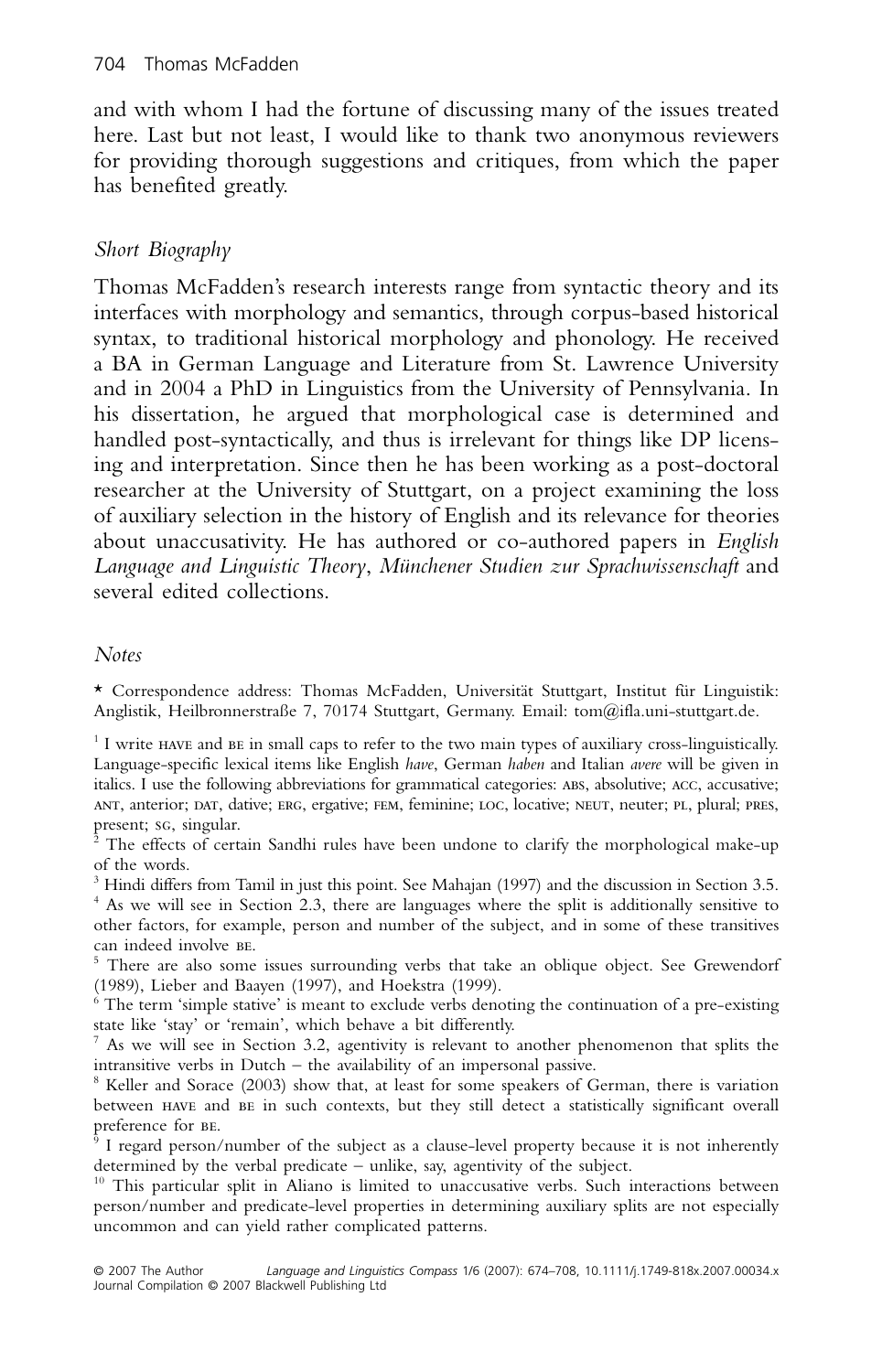and with whom I had the fortune of discussing many of the issues treated here. Last but not least, I would like to thank two anonymous reviewers for providing thorough suggestions and critiques, from which the paper has benefited greatly.

### *Short Biography*

Thomas McFadden's research interests range from syntactic theory and its interfaces with morphology and semantics, through corpus-based historical syntax, to traditional historical morphology and phonology. He received a BA in German Language and Literature from St. Lawrence University and in 2004 a PhD in Linguistics from the University of Pennsylvania. In his dissertation, he argued that morphological case is determined and handled post-syntactically, and thus is irrelevant for things like DP licensing and interpretation. Since then he has been working as a post-doctoral researcher at the University of Stuttgart, on a project examining the loss of auxiliary selection in the history of English and its relevance for theories about unaccusativity. He has authored or co-authored papers in *English Language and Linguistic Theory*, *Münchener Studien zur Sprachwissenschaft* and several edited collections.

### *Notes*

\* Correspondence address: Thomas McFadden, Universität Stuttgart, Institut für Linguistik: Anglistik, Heilbronnerstraße 7, 70174 Stuttgart, Germany. Email: tom@ifla.uni-stuttgart.de.

[1] I write HAVE and BE in small caps to refer to the two main types of auxiliary cross-linguistically. Language-specific lexical items like English *have*, German *haben* and Italian *avere* will be given in italics. I use the following abbreviations for grammatical categories: ABS, absolutive; ACC, accusative; ANT, anterior; DAT, dative; ERG, ergative; FEM, feminine; LOC, locative; NEUT, neuter; PL, plural; PRES, present; SG, singular.

[2] The effects of certain Sandhi rules have been undone to clarify the morphological make-up of the words.

[3] Hindi differs from Tamil in just this point. See Mahajan (1997) and the discussion in Section 3.5.

[4] As we will see in Section 2.3, there are languages where the split is additionally sensitive to other factors, for example, person and number of the subject, and in some of these transitives can indeed involve BE.

[5] There are also some issues surrounding verbs that take an oblique object. See Grewendorf (1989), Lieber and Baayen (1997), and Hoekstra (1999).

[6] The term 'simple stative' is meant to exclude verbs denoting the continuation of a pre-existing state like 'stay' or 'remain', which behave a bit differently.

[7] As we will see in Section 3.2, agentivity is relevant to another phenomenon that splits the intransitive verbs in Dutch – the availability of an impersonal passive.

[8] Keller and Sorace (2003) show that, at least for some speakers of German, there is variation between HAVE and BE in such contexts, but they still detect a statistically significant overall preference for BE.

[9] I regard person/number of the subject as a clause-level property because it is not inherently determined by the verbal predicate – unlike, say, agentivity of the subject.

[10] This particular split in Aliano is limited to unaccusative verbs. Such interactions between person/number and predicate-level properties in determining auxiliary splits are not especially uncommon and can yield rather complicated patterns.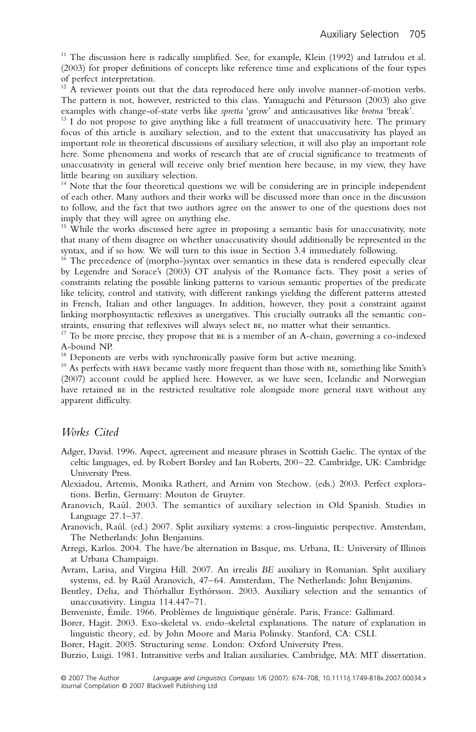[11] The discussion here is radically simplified. See, for example, Klein (1992) and Iatridou et al. (2003) for proper definitions of concepts like reference time and explications of the four types of perfect interpretation.

[12] A reviewer points out that the data reproduced here only involve manner-of-motion verbs. The pattern is not, however, restricted to this class. Yamaguchi and Pétursson (2003) also give examples with change-of-state verbs like *spretta* 'grow' and anticausatives like *brotna* 'break'.

[13] I do not propose to give anything like a full treatment of unaccusativity here. The primary focus of this article is auxiliary selection, and to the extent that unaccusativity has played an important role in theoretical discussions of auxiliary selection, it will also play an important role here. Some phenomena and works of research that are of crucial significance to treatments of unaccusativity in general will receive only brief mention here because, in my view, they have little bearing on auxiliary selection.

[14] Note that the four theoretical questions we will be considering are in principle independent of each other. Many authors and their works will be discussed more than once in the discussion to follow, and the fact that two authors agree on the answer to one of the questions does not imply that they will agree on anything else.

[15] While the works discussed here agree in proposing a semantic basis for unaccusativity, note that many of them disagree on whether unaccusativity should additionally be represented in the syntax, and if so how. We will turn to this issue in Section 3.4 immediately following.

[16] The precedence of (morpho-)syntax over semantics in these data is rendered especially clear by Legendre and Sorace's (2003) OT analysis of the Romance facts. They posit a series of constraints relating the possible linking patterns to various semantic properties of the predicate like telicity, control and stativity, with different rankings yielding the different patterns attested in French, Italian and other languages. In addition, however, they posit a constraint against linking morphosyntactic reflexives as unergatives. This crucially outranks all the semantic constraints, ensuring that reflexives will always select BE, no matter what their semantics.

[17] To be more precise, they propose that BE is a member of an A-chain, governing a co-indexed A-bound NP.

[18] Deponents are verbs with synchronically passive form but active meaning.

[19] As perfects with HAVE became vastly more frequent than those with BE, something like Smith's (2007) account could be applied here. However, as we have seen, Icelandic and Norwegian have retained BE in the restricted resultative role alongside more general HAVE without any apparent difficulty.

## Works Cited

Adger, David. 1996. Aspect, agreement and measure phrases in Scottish Gaelic. The syntax of the celtic languages, ed. by Robert Borsley and Ian Roberts, 200–22. Cambridge, UK: Cambridge University Press.

Alexiadou, Artemis, Monika Rathert, and Arnim von Stechow. (eds.) 2003. Perfect explorations. Berlin, Germany: Mouton de Gruyter.

Aranovich, Raúl. 2003. The semantics of auxiliary selection in Old Spanish. Studies in Language 27.1–37.

Aranovich, Raúl. (ed.) 2007. Split auxiliary systems: a cross-linguistic perspective. Amsterdam, The Netherlands: John Benjamins.

Arregi, Karlos. 2004. The have/be alternation in Basque, ms. Urbana, IL: University of Illinois at Urbana Champaign.

Avram, Larisa, and Virgina Hill. 2007. An irrealis *BE* auxiliary in Romanian. Split auxiliary systems, ed. by Raúl Aranovich, 47–64. Amsterdam, The Netherlands: John Benjamins.

Bentley, Delia, and Thórhallur Eythórsson. 2003. Auxiliary selection and the semantics of unaccusativity. Lingua 114.447–71.

Benveniste, Émile. 1966. Problèmes de linguistique générale. Paris, France: Gallimard.

Borer, Hagit. 2003. Exo-skeletal vs. endo-skeletal explanations. The nature of explanation in linguistic theory, ed. by John Moore and Maria Polinsky. Stanford, CA: CSLI.

Borer, Hagit. 2005. Structuring sense. London: Oxford University Press.

Burzio, Luigi. 1981. Intransitive verbs and Italian auxiliaries. Cambridge, MA: MIT dissertation.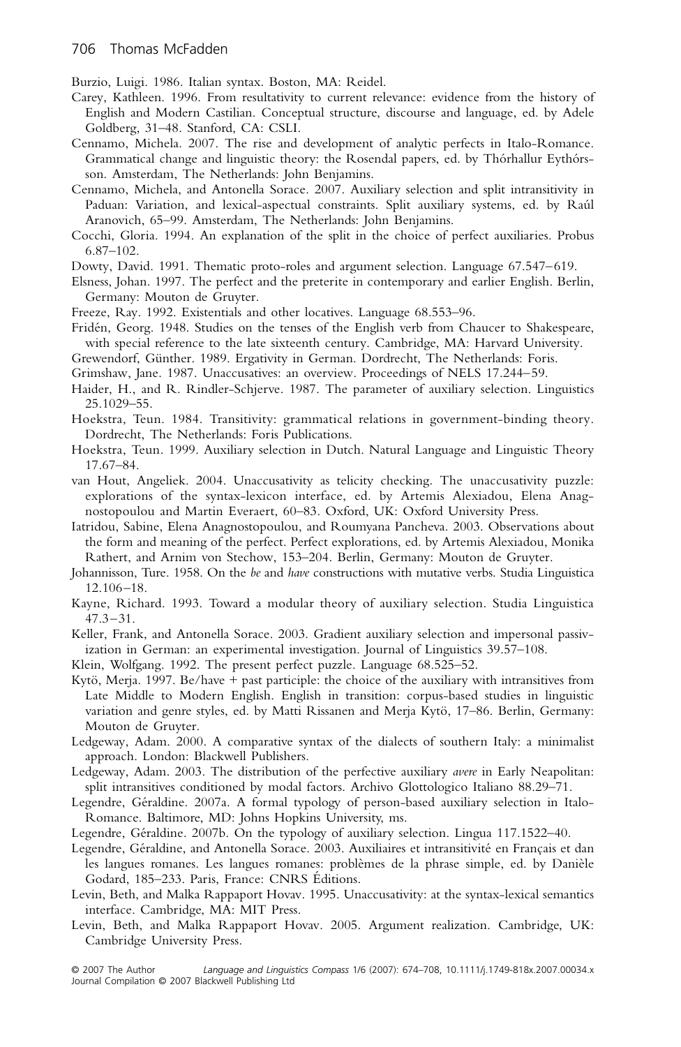Burzio, Luigi. 1986. Italian syntax. Boston, MA: Reidel.

Carey, Kathleen. 1996. From resultativity to current relevance: evidence from the history of English and Modern Castilian. Conceptual structure, discourse and language, ed. by Adele Goldberg, 31–48. Stanford, CA: CSLI.

Cennamo, Michela. 2007. The rise and development of analytic perfects in Italo-Romance. Grammatical change and linguistic theory: the Rosendal papers, ed. by Thórhallur Eythórsson. Amsterdam, The Netherlands: John Benjamins.

Cennamo, Michela, and Antonella Sorace. 2007. Auxiliary selection and split intransitivity in Paduan: Variation, and lexical-aspectual constraints. Split auxiliary systems, ed. by Raúl Aranovich, 65–99. Amsterdam, The Netherlands: John Benjamins.

Cocchi, Gloria. 1994. An explanation of the split in the choice of perfect auxiliaries. Probus 6.87–102.

Dowty, David. 1991. Thematic proto-roles and argument selection. Language 67.547–619.

Elsness, Johan. 1997. The perfect and the preterite in contemporary and earlier English. Berlin, Germany: Mouton de Gruyter.

Freeze, Ray. 1992. Existentials and other locatives. Language 68.553–96.

Fridén, Georg. 1948. Studies on the tenses of the English verb from Chaucer to Shakespeare, with special reference to the late sixteenth century. Cambridge, MA: Harvard University.

Grewendorf, Günther. 1989. Ergativity in German. Dordrecht, The Netherlands: Foris.

Grimshaw, Jane. 1987. Unaccusatives: an overview. Proceedings of NELS 17.244–59.

Haider, H., and R. Rindler-Schjerve. 1987. The parameter of auxiliary selection. Linguistics 25.1029–55.

Hoekstra, Teun. 1984. Transitivity: grammatical relations in government-binding theory. Dordrecht, The Netherlands: Foris Publications.

Hoekstra, Teun. 1999. Auxiliary selection in Dutch. Natural Language and Linguistic Theory 17.67–84.

van Hout, Angeliek. 2004. Unaccusativity as telicity checking. The unaccusativity puzzle: explorations of the syntax-lexicon interface, ed. by Artemis Alexiadou, Elena Anagnostopoulou and Martin Everaert, 60–83. Oxford, UK: Oxford University Press.

Iatridou, Sabine, Elena Anagnostopoulou, and Roumyana Pancheva. 2003. Observations about the form and meaning of the perfect. Perfect explorations, ed. by Artemis Alexiadou, Monika Rathert, and Arnim von Stechow, 153–204. Berlin, Germany: Mouton de Gruyter.

Johannisson, Ture. 1958. On the *be* and *have* constructions with mutative verbs. Studia Linguistica 12.106–18.

Kayne, Richard. 1993. Toward a modular theory of auxiliary selection. Studia Linguistica 47.3–31.

Keller, Frank, and Antonella Sorace. 2003. Gradient auxiliary selection and impersonal passivization in German: an experimental investigation. Journal of Linguistics 39.57–108.

Klein, Wolfgang. 1992. The present perfect puzzle. Language 68.525–52.

Kytö, Merja. 1997. Be/have + past participle: the choice of the auxiliary with intransitives from Late Middle to Modern English. English in transition: corpus-based studies in linguistic variation and genre styles, ed. by Matti Rissanen and Merja Kytö, 17–86. Berlin, Germany: Mouton de Gruyter.

Ledgeway, Adam. 2000. A comparative syntax of the dialects of southern Italy: a minimalist approach. London: Blackwell Publishers.

Ledgeway, Adam. 2003. The distribution of the perfective auxiliary *avere* in Early Neapolitan: split intransitives conditioned by modal factors. Archivo Glottologico Italiano 88.29–71.

Legendre, Géraldine. 2007a. A formal typology of person-based auxiliary selection in Italo-Romance. Baltimore, MD: Johns Hopkins University, ms.

Legendre, Géraldine. 2007b. On the typology of auxiliary selection. Lingua 117.1522–40.

Legendre, Géraldine, and Antonella Sorace. 2003. Auxiliaires et intransitivité en Français et dan les langues romanes. Les langues romanes: problèmes de la phrase simple, ed. by Danièle Godard, 185–233. Paris, France: CNRS Éditions.

Levin, Beth, and Malka Rappaport Hovav. 1995. Unaccusativity: at the syntax-lexical semantics interface. Cambridge, MA: MIT Press.

Levin, Beth, and Malka Rappaport Hovav. 2005. Argument realization. Cambridge, UK: Cambridge University Press.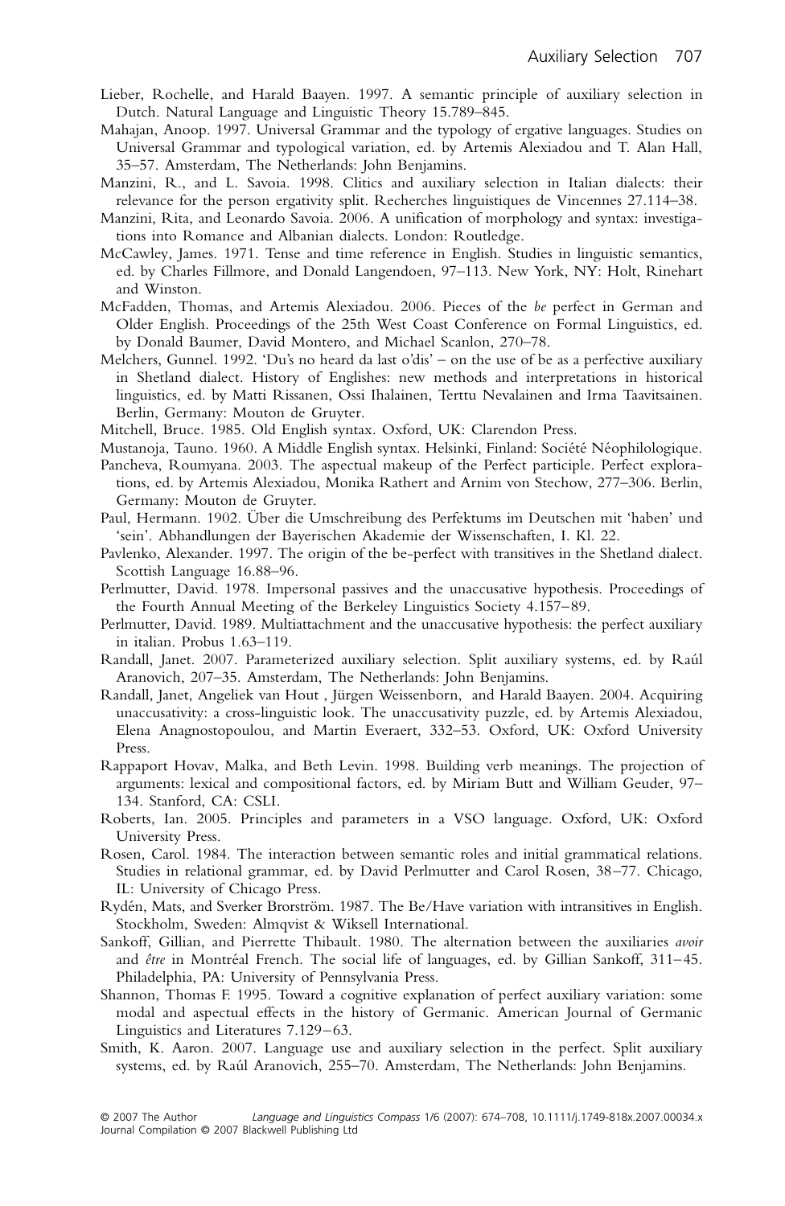Lieber, Rochelle, and Harald Baayen. 1997. A semantic principle of auxiliary selection in Dutch. Natural Language and Linguistic Theory 15.789–845.

Mahajan, Anoop. 1997. Universal Grammar and the typology of ergative languages. Studies on Universal Grammar and typological variation, ed. by Artemis Alexiadou and T. Alan Hall, 35–57. Amsterdam, The Netherlands: John Benjamins.

Manzini, R., and L. Savoia. 1998. Clitics and auxiliary selection in Italian dialects: their relevance for the person ergativity split. Recherches linguistiques de Vincennes 27.114–38.

Manzini, Rita, and Leonardo Savoia. 2006. A unification of morphology and syntax: investigations into Romance and Albanian dialects. London: Routledge.

McCawley, James. 1971. Tense and time reference in English. Studies in linguistic semantics, ed. by Charles Fillmore, and Donald Langendoen, 97–113. New York, NY: Holt, Rinehart and Winston.

McFadden, Thomas, and Artemis Alexiadou. 2006. Pieces of the *be* perfect in German and Older English. Proceedings of the 25th West Coast Conference on Formal Linguistics, ed. by Donald Baumer, David Montero, and Michael Scanlon, 270–78.

Melchers, Gunnel. 1992. 'Du's no heard da last o'dis' – on the use of be as a perfective auxiliary in Shetland dialect. History of Englishes: new methods and interpretations in historical linguistics, ed. by Matti Rissanen, Ossi Ihalainen, Terttu Nevalainen and Irma Taavitsainen. Berlin, Germany: Mouton de Gruyter.

Mitchell, Bruce. 1985. Old English syntax. Oxford, UK: Clarendon Press.

Mustanoja, Tauno. 1960. A Middle English syntax. Helsinki, Finland: Société Néophilologique.

Pancheva, Roumyana. 2003. The aspectual makeup of the Perfect participle. Perfect explorations, ed. by Artemis Alexiadou, Monika Rathert and Arnim von Stechow, 277–306. Berlin, Germany: Mouton de Gruyter.

Paul, Hermann. 1902. Über die Umschreibung des Perfektums im Deutschen mit 'haben' und 'sein'. Abhandlungen der Bayerischen Akademie der Wissenschaften, I. Kl. 22.

Pavlenko, Alexander. 1997. The origin of the be-perfect with transitives in the Shetland dialect. Scottish Language 16.88–96.

Perlmutter, David. 1978. Impersonal passives and the unaccusative hypothesis. Proceedings of the Fourth Annual Meeting of the Berkeley Linguistics Society 4.157–89.

Perlmutter, David. 1989. Multiattachment and the unaccusative hypothesis: the perfect auxiliary in italian. Probus 1.63–119.

Randall, Janet. 2007. Parameterized auxiliary selection. Split auxiliary systems, ed. by Raúl Aranovich, 207–35. Amsterdam, The Netherlands: John Benjamins.

Randall, Janet, Angeliek van Hout , Jürgen Weissenborn, and Harald Baayen. 2004. Acquiring unaccusativity: a cross-linguistic look. The unaccusativity puzzle, ed. by Artemis Alexiadou, Elena Anagnostopoulou, and Martin Everaert, 332–53. Oxford, UK: Oxford University Press.

Rappaport Hovav, Malka, and Beth Levin. 1998. Building verb meanings. The projection of arguments: lexical and compositional factors, ed. by Miriam Butt and William Geuder, 97–134. Stanford, CA: CSLI.

Roberts, Ian. 2005. Principles and parameters in a VSO language. Oxford, UK: Oxford University Press.

Rosen, Carol. 1984. The interaction between semantic roles and initial grammatical relations. Studies in relational grammar, ed. by David Perlmutter and Carol Rosen, 38–77. Chicago, IL: University of Chicago Press.

Rydén, Mats, and Sverker Brorström. 1987. The Be/Have variation with intransitives in English. Stockholm, Sweden: Almqvist & Wiksell International.

Sankoff, Gillian, and Pierrette Thibault. 1980. The alternation between the auxiliaries *avoir* and *être* in Montréal French. The social life of languages, ed. by Gillian Sankoff, 311–45. Philadelphia, PA: University of Pennsylvania Press.

Shannon, Thomas F. 1995. Toward a cognitive explanation of perfect auxiliary variation: some modal and aspectual effects in the history of Germanic. American Journal of Germanic Linguistics and Literatures 7.129–63.

Smith, K. Aaron. 2007. Language use and auxiliary selection in the perfect. Split auxiliary systems, ed. by Raúl Aranovich, 255–70. Amsterdam, The Netherlands: John Benjamins.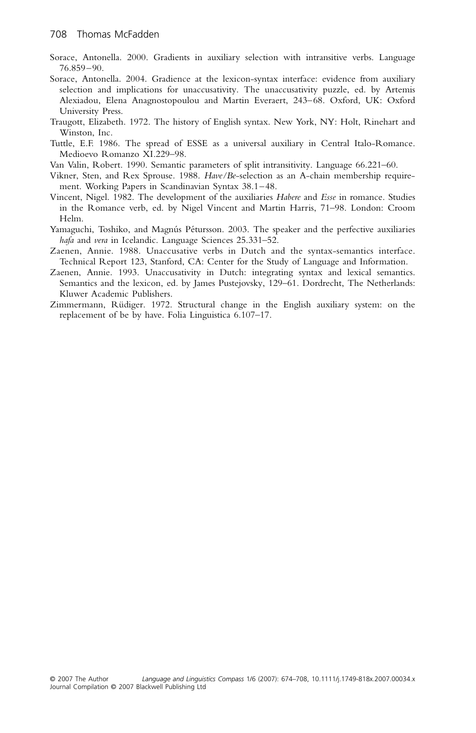Sorace, Antonella. 2000. Gradients in auxiliary selection with intransitive verbs. Language 76.859–90.

Sorace, Antonella. 2004. Gradience at the lexicon-syntax interface: evidence from auxiliary selection and implications for unaccusativity. The unaccusativity puzzle, ed. by Artemis Alexiadou, Elena Anagnostopoulou and Martin Everaert, 243–68. Oxford, UK: Oxford University Press.

Traugott, Elizabeth. 1972. The history of English syntax. New York, NY: Holt, Rinehart and Winston, Inc.

Tuttle, E.F. 1986. The spread of ESSE as a universal auxiliary in Central Italo-Romance. Medioevo Romanzo XI.229–98.

Van Valin, Robert. 1990. Semantic parameters of split intransitivity. Language 66.221–60.

Vikner, Sten, and Rex Sprouse. 1988. *Have/Be*-selection as an A-chain membership requirement. Working Papers in Scandinavian Syntax 38.1–48.

Vincent, Nigel. 1982. The development of the auxiliaries *Habere* and *Esse* in romance. Studies in the Romance verb, ed. by Nigel Vincent and Martin Harris, 71–98. London: Croom Helm.

Yamaguchi, Toshiko, and Magnús Pétursson. 2003. The speaker and the perfective auxiliaries *hafa* and *vera* in Icelandic. Language Sciences 25.331–52.

Zaenen, Annie. 1988. Unaccusative verbs in Dutch and the syntax-semantics interface. Technical Report 123, Stanford, CA: Center for the Study of Language and Information.

Zaenen, Annie. 1993. Unaccusativity in Dutch: integrating syntax and lexical semantics. Semantics and the lexicon, ed. by James Pustejovsky, 129–61. Dordrecht, The Netherlands: Kluwer Academic Publishers.

Zimmermann, Rüdiger. 1972. Structural change in the English auxiliary system: on the replacement of be by have. Folia Linguistica 6.107–17.